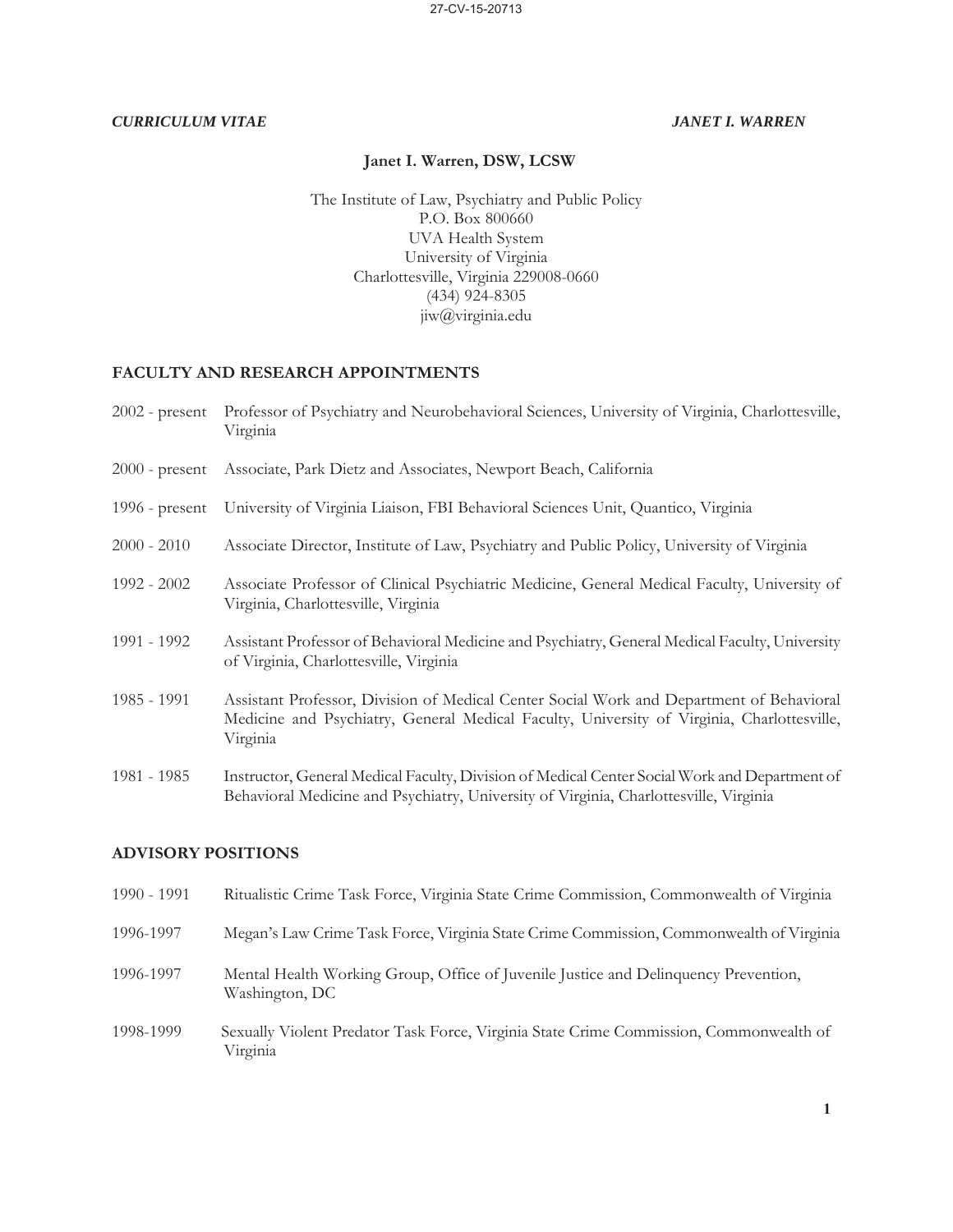*CURRICULUM VITAE* *JANET I. WARREN*

**Janet I. Warren, DSW, LCSW**

The Institute of Law, Psychiatry and Public Policy
P.O. Box 800660
UVA Health System
University of Virginia
Charlottesville, Virginia 229008-0660
(434) 924-8305
jiw@virginia.edu

## FACULTY AND RESEARCH APPOINTMENTS

2002 - present Professor of Psychiatry and Neurobehavioral Sciences, University of Virginia, Charlottesville, Virginia

2000 - present Associate, Park Dietz and Associates, Newport Beach, California

1996 - present University of Virginia Liaison, FBI Behavioral Sciences Unit, Quantico, Virginia

2000 - 2010 Associate Director, Institute of Law, Psychiatry and Public Policy, University of Virginia

1992 - 2002 Associate Professor of Clinical Psychiatric Medicine, General Medical Faculty, University of Virginia, Charlottesville, Virginia

1991 - 1992 Assistant Professor of Behavioral Medicine and Psychiatry, General Medical Faculty, University of Virginia, Charlottesville, Virginia

1985 - 1991 Assistant Professor, Division of Medical Center Social Work and Department of Behavioral Medicine and Psychiatry, General Medical Faculty, University of Virginia, Charlottesville, Virginia

1981 - 1985 Instructor, General Medical Faculty, Division of Medical Center Social Work and Department of Behavioral Medicine and Psychiatry, University of Virginia, Charlottesville, Virginia

## ADVISORY POSITIONS

1990 - 1991 Ritualistic Crime Task Force, Virginia State Crime Commission, Commonwealth of Virginia

1996-1997 Megan's Law Crime Task Force, Virginia State Crime Commission, Commonwealth of Virginia

1996-1997 Mental Health Working Group, Office of Juvenile Justice and Delinquency Prevention, Washington, DC

1998-1999 Sexually Violent Predator Task Force, Virginia State Crime Commission, Commonwealth of Virginia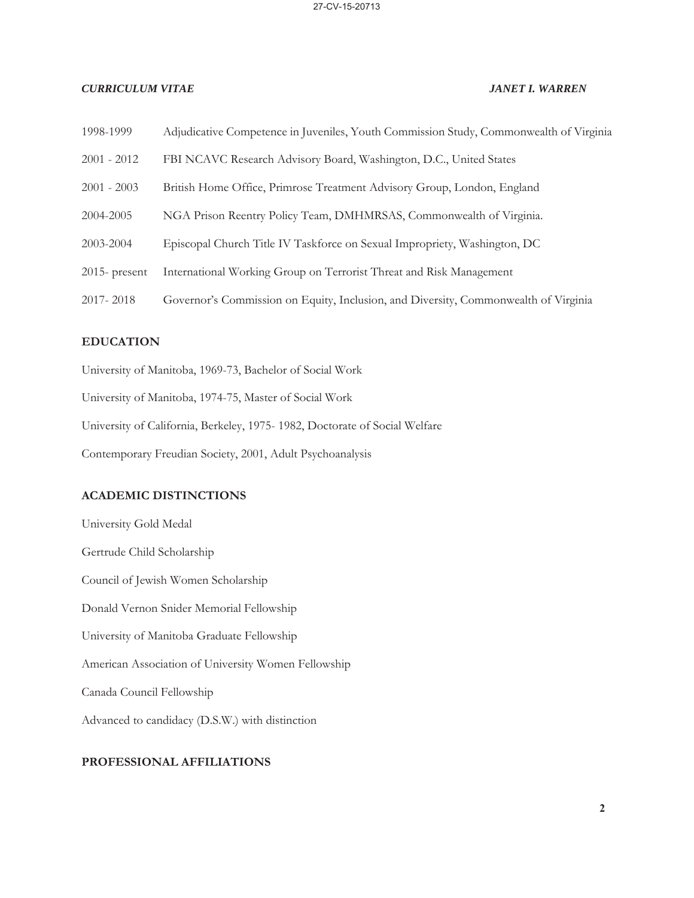| | |
|---|---|
| 1998-1999 | Adjudicative Competence in Juveniles, Youth Commission Study, Commonwealth of Virginia |
| 2001 - 2012 | FBI NCAVC Research Advisory Board, Washington, D.C., United States |
| 2001 - 2003 | British Home Office, Primrose Treatment Advisory Group, London, England |
| 2004-2005 | NGA Prison Reentry Policy Team, DMHMRSAS, Commonwealth of Virginia. |
| 2003-2004 | Episcopal Church Title IV Taskforce on Sexual Impropriety, Washington, DC |
| 2015- present | International Working Group on Terrorist Threat and Risk Management |
| 2017- 2018 | Governor's Commission on Equity, Inclusion, and Diversity, Commonwealth of Virginia |

## EDUCATION

University of Manitoba, 1969-73, Bachelor of Social Work

University of Manitoba, 1974-75, Master of Social Work

University of California, Berkeley, 1975- 1982, Doctorate of Social Welfare

Contemporary Freudian Society, 2001, Adult Psychoanalysis

## ACADEMIC DISTINCTIONS

University Gold Medal

Gertrude Child Scholarship

Council of Jewish Women Scholarship

Donald Vernon Snider Memorial Fellowship

University of Manitoba Graduate Fellowship

American Association of University Women Fellowship

Canada Council Fellowship

Advanced to candidacy (D.S.W.) with distinction

## PROFESSIONAL AFFILIATIONS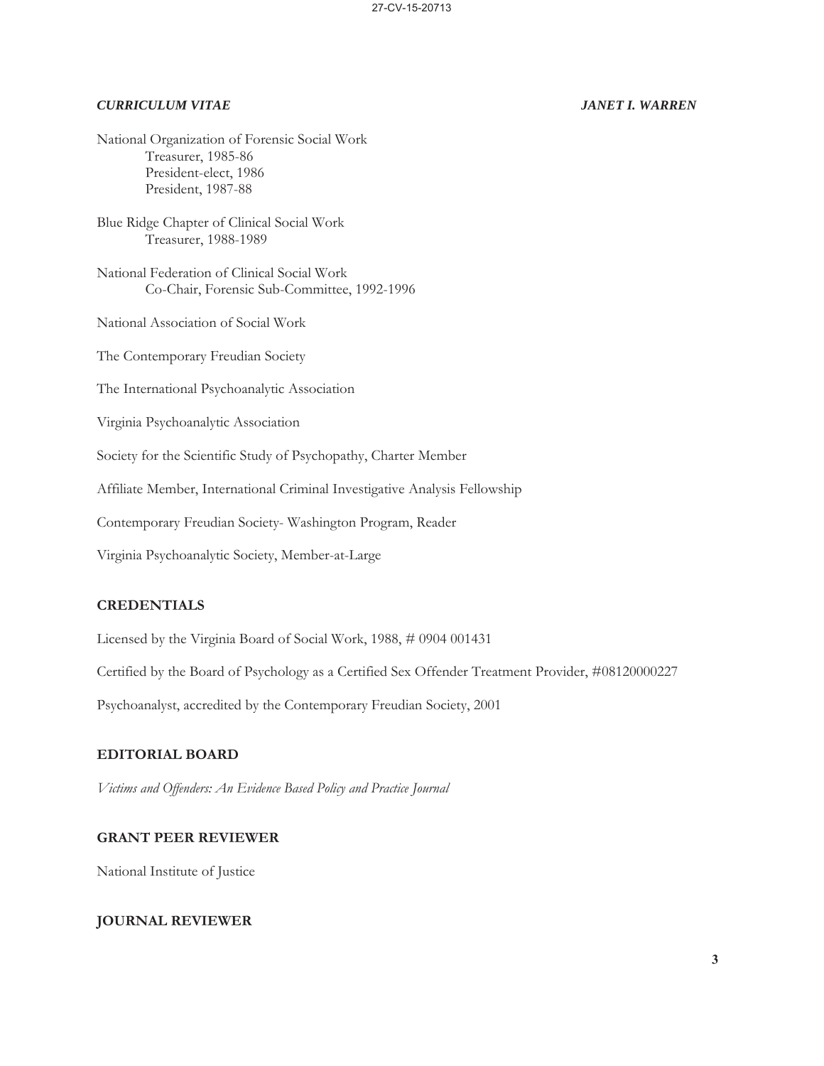National Organization of Forensic Social Work
Treasurer, 1985-86
President-elect, 1986
President, 1987-88

Blue Ridge Chapter of Clinical Social Work
Treasurer, 1988-1989

National Federation of Clinical Social Work
Co-Chair, Forensic Sub-Committee, 1992-1996

National Association of Social Work

The Contemporary Freudian Society

The International Psychoanalytic Association

Virginia Psychoanalytic Association

Society for the Scientific Study of Psychopathy, Charter Member

Affiliate Member, International Criminal Investigative Analysis Fellowship

Contemporary Freudian Society- Washington Program, Reader

Virginia Psychoanalytic Society, Member-at-Large

## CREDENTIALS

Licensed by the Virginia Board of Social Work, 1988, # 0904 001431

Certified by the Board of Psychology as a Certified Sex Offender Treatment Provider, #08120000227

Psychoanalyst, accredited by the Contemporary Freudian Society, 2001

## EDITORIAL BOARD

*Victims and Offenders: An Evidence Based Policy and Practice Journal*

## GRANT PEER REVIEWER

National Institute of Justice

## JOURNAL REVIEWER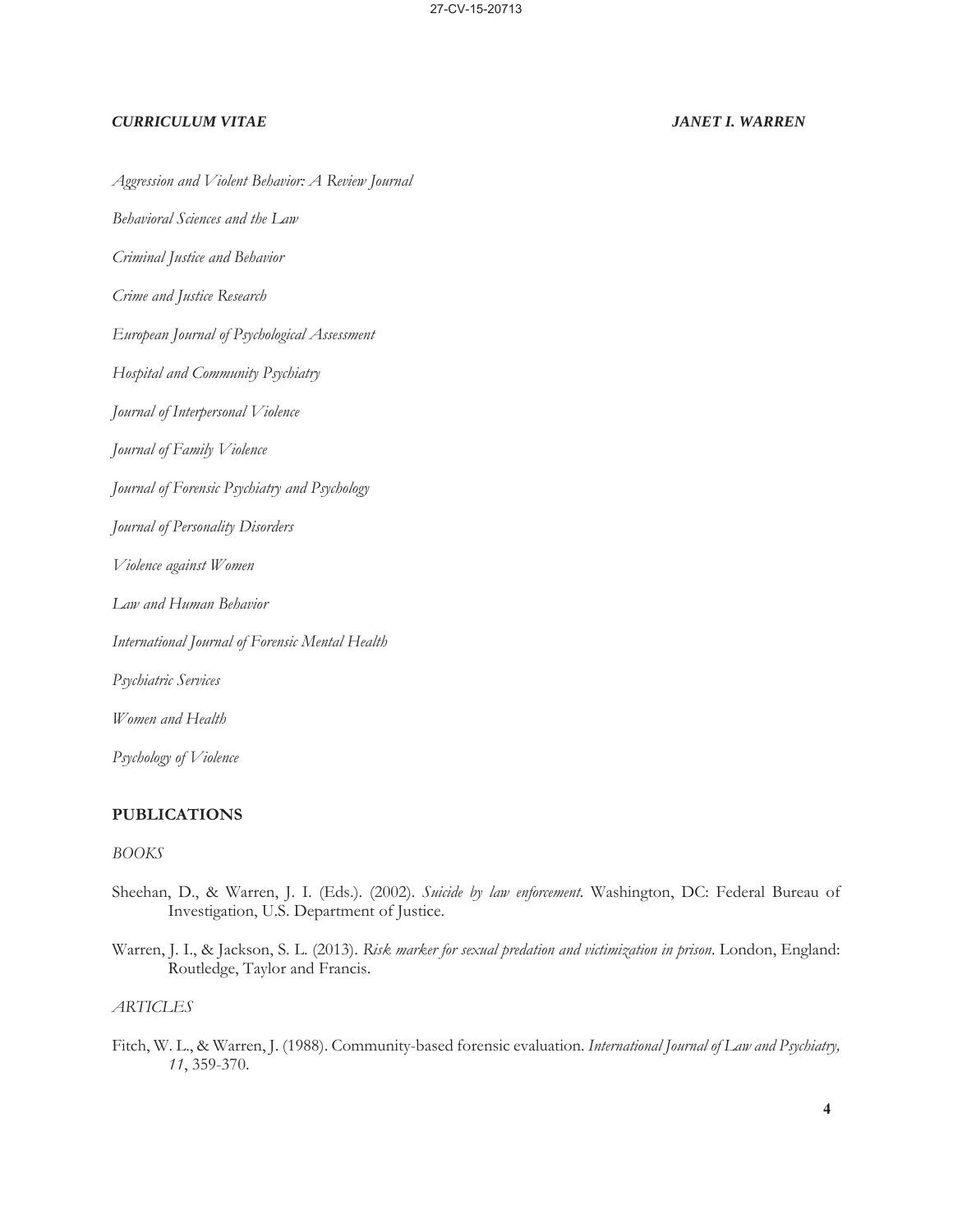*Aggression and Violent Behavior: A Review Journal*

*Behavioral Sciences and the Law*

*Criminal Justice and Behavior*

*Crime and Justice Research*

*European Journal of Psychological Assessment*

*Hospital and Community Psychiatry*

*Journal of Interpersonal Violence*

*Journal of Family Violence*

*Journal of Forensic Psychiatry and Psychology*

*Journal of Personality Disorders*

*Violence against Women*

*Law and Human Behavior*

*International Journal of Forensic Mental Health*

*Psychiatric Services*

*Women and Health*

*Psychology of Violence*

## PUBLICATIONS

*BOOKS*

Sheehan, D., & Warren, J. I. (Eds.). (2002). *Suicide by law enforcement*. Washington, DC: Federal Bureau of Investigation, U.S. Department of Justice.

Warren, J. I., & Jackson, S. L. (2013). *Risk marker for sexual predation and victimization in prison*. London, England: Routledge, Taylor and Francis.

*ARTICLES*

Fitch, W. L., & Warren, J. (1988). Community-based forensic evaluation. *International Journal of Law and Psychiatry, 11*, 359-370.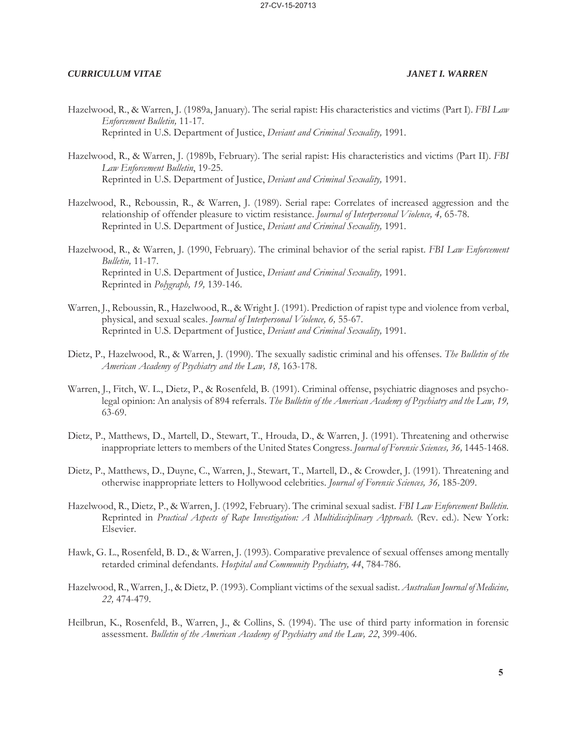Hazelwood, R., & Warren, J. (1989a, January). The serial rapist: His characteristics and victims (Part I). *FBI Law Enforcement Bulletin,* 11-17.
Reprinted in U.S. Department of Justice, *Deviant and Criminal Sexuality,* 1991.

Hazelwood, R., & Warren, J. (1989b, February). The serial rapist: His characteristics and victims (Part II). *FBI Law Enforcement Bulletin*, 19-25.
Reprinted in U.S. Department of Justice, *Deviant and Criminal Sexuality,* 1991.

Hazelwood, R., Reboussin, R., & Warren, J. (1989). Serial rape: Correlates of increased aggression and the relationship of offender pleasure to victim resistance. *Journal of Interpersonal Violence, 4,* 65-78.
Reprinted in U.S. Department of Justice, *Deviant and Criminal Sexuality,* 1991.

Hazelwood, R., & Warren, J. (1990, February). The criminal behavior of the serial rapist. *FBI Law Enforcement Bulletin,* 11-17.
Reprinted in U.S. Department of Justice, *Deviant and Criminal Sexuality,* 1991.
Reprinted in *Polygraph, 19,* 139-146.

Warren, J., Reboussin, R., Hazelwood, R., & Wright J. (1991). Prediction of rapist type and violence from verbal, physical, and sexual scales. *Journal of Interpersonal Violence, 6,* 55-67.
Reprinted in U.S. Department of Justice, *Deviant and Criminal Sexuality,* 1991.

Dietz, P., Hazelwood, R., & Warren, J. (1990). The sexually sadistic criminal and his offenses. *The Bulletin of the American Academy of Psychiatry and the Law, 18,* 163-178.

Warren, J., Fitch, W. L., Dietz, P., & Rosenfeld, B. (1991). Criminal offense, psychiatric diagnoses and psycho-legal opinion: An analysis of 894 referrals. *The Bulletin of the American Academy of Psychiatry and the Law, 19,* 63-69.

Dietz, P., Matthews, D., Martell, D., Stewart, T., Hrouda, D., & Warren, J. (1991). Threatening and otherwise inappropriate letters to members of the United States Congress. *Journal of Forensic Sciences, 36,* 1445-1468.

Dietz, P., Matthews, D., Duyne, C., Warren, J., Stewart, T., Martell, D., & Crowder, J. (1991). Threatening and otherwise inappropriate letters to Hollywood celebrities. *Journal of Forensic Sciences, 36,* 185-209.

Hazelwood, R., Dietz, P., & Warren, J. (1992, February). The criminal sexual sadist. *FBI Law Enforcement Bulletin.* Reprinted in *Practical Aspects of Rape Investigation: A Multidisciplinary Approach.* (Rev. ed.). New York: Elsevier.

Hawk, G. L., Rosenfeld, B. D., & Warren, J. (1993). Comparative prevalence of sexual offenses among mentally retarded criminal defendants. *Hospital and Community Psychiatry, 44*, 784-786.

Hazelwood, R., Warren, J., & Dietz, P. (1993). Compliant victims of the sexual sadist. *Australian Journal of Medicine, 22,* 474-479.

Heilbrun, K., Rosenfeld, B., Warren, J., & Collins, S. (1994). The use of third party information in forensic assessment. *Bulletin of the American Academy of Psychiatry and the Law, 22*, 399-406.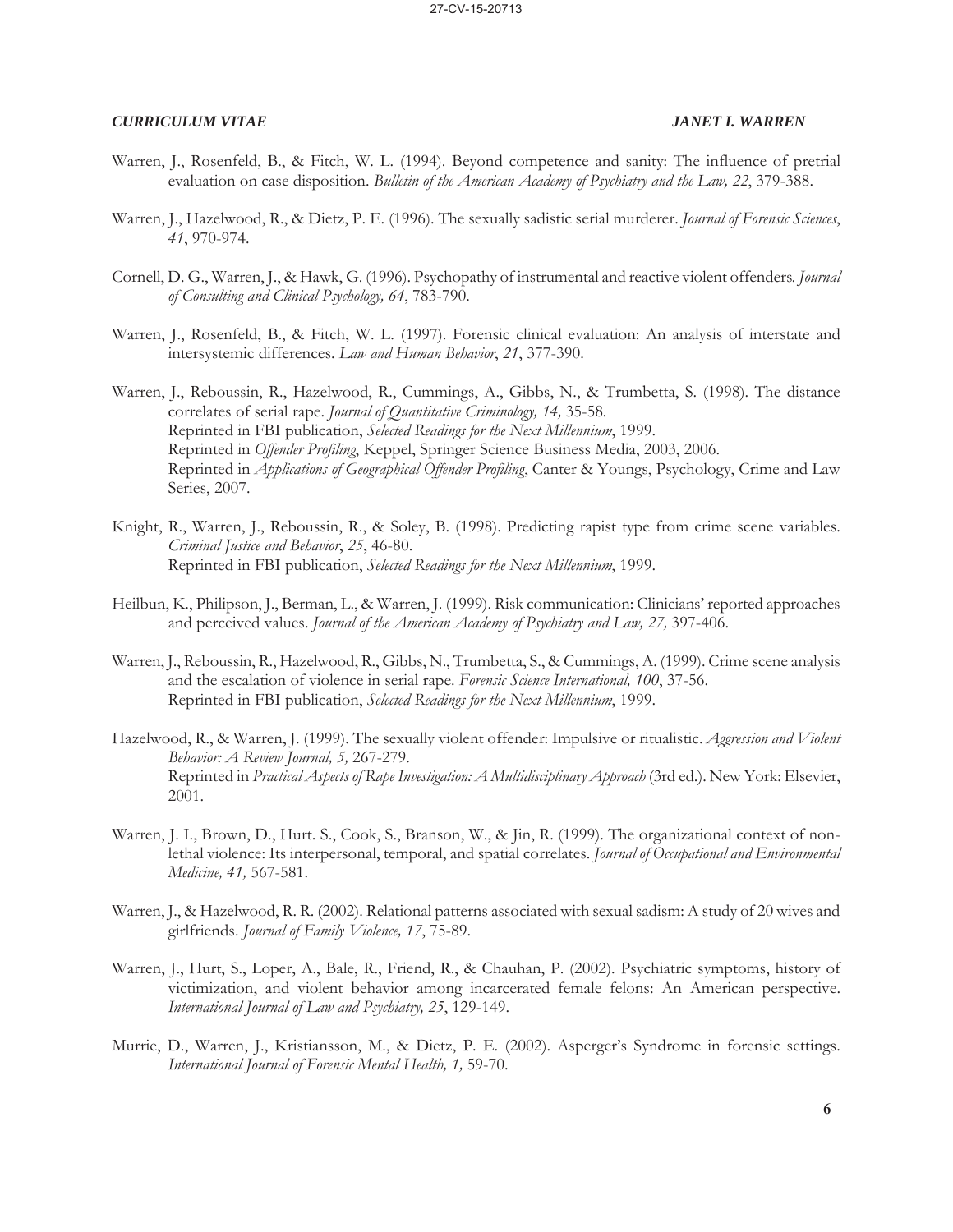Warren, J., Rosenfeld, B., & Fitch, W. L. (1994). Beyond competence and sanity: The influence of pretrial evaluation on case disposition. *Bulletin of the American Academy of Psychiatry and the Law, 22*, 379-388.

Warren, J., Hazelwood, R., & Dietz, P. E. (1996). The sexually sadistic serial murderer. *Journal of Forensic Sciences*, *41*, 970-974.

Cornell, D. G., Warren, J., & Hawk, G. (1996). Psychopathy of instrumental and reactive violent offenders. *Journal of Consulting and Clinical Psychology, 64*, 783-790.

Warren, J., Rosenfeld, B., & Fitch, W. L. (1997). Forensic clinical evaluation: An analysis of interstate and intersystemic differences. *Law and Human Behavior*, *21*, 377-390.

Warren, J., Reboussin, R., Hazelwood, R., Cummings, A., Gibbs, N., & Trumbetta, S. (1998). The distance correlates of serial rape. *Journal of Quantitative Criminology, 14,* 35-58.
Reprinted in FBI publication, *Selected Readings for the Next Millennium*, 1999.
Reprinted in *Offender Profiling*, Keppel, Springer Science Business Media, 2003, 2006.
Reprinted in *Applications of Geographical Offender Profiling*, Canter & Youngs, Psychology, Crime and Law Series, 2007.

Knight, R., Warren, J., Reboussin, R., & Soley, B. (1998). Predicting rapist type from crime scene variables. *Criminal Justice and Behavior*, *25*, 46-80.
Reprinted in FBI publication, *Selected Readings for the Next Millennium*, 1999.

Heilbun, K., Philipson, J., Berman, L., & Warren, J. (1999). Risk communication: Clinicians' reported approaches and perceived values. *Journal of the American Academy of Psychiatry and Law, 27,* 397-406.

Warren, J., Reboussin, R., Hazelwood, R., Gibbs, N., Trumbetta, S., & Cummings, A. (1999). Crime scene analysis and the escalation of violence in serial rape. *Forensic Science International, 100*, 37-56.
Reprinted in FBI publication, *Selected Readings for the Next Millennium*, 1999.

Hazelwood, R., & Warren, J. (1999). The sexually violent offender: Impulsive or ritualistic. *Aggression and Violent Behavior: A Review Journal, 5,* 267-279.
Reprinted in *Practical Aspects of Rape Investigation: A Multidisciplinary Approach* (3rd ed.). New York: Elsevier, 2001.

Warren, J. I., Brown, D., Hurt. S., Cook, S., Branson, W., & Jin, R. (1999). The organizational context of non-lethal violence: Its interpersonal, temporal, and spatial correlates. *Journal of Occupational and Environmental Medicine, 41,* 567-581.

Warren, J., & Hazelwood, R. R. (2002). Relational patterns associated with sexual sadism: A study of 20 wives and girlfriends. *Journal of Family Violence, 17*, 75-89.

Warren, J., Hurt, S., Loper, A., Bale, R., Friend, R., & Chauhan, P. (2002). Psychiatric symptoms, history of victimization, and violent behavior among incarcerated female felons: An American perspective. *International Journal of Law and Psychiatry, 25*, 129-149.

Murrie, D., Warren, J., Kristiansson, M., & Dietz, P. E. (2002). Asperger's Syndrome in forensic settings. *International Journal of Forensic Mental Health, 1,* 59-70.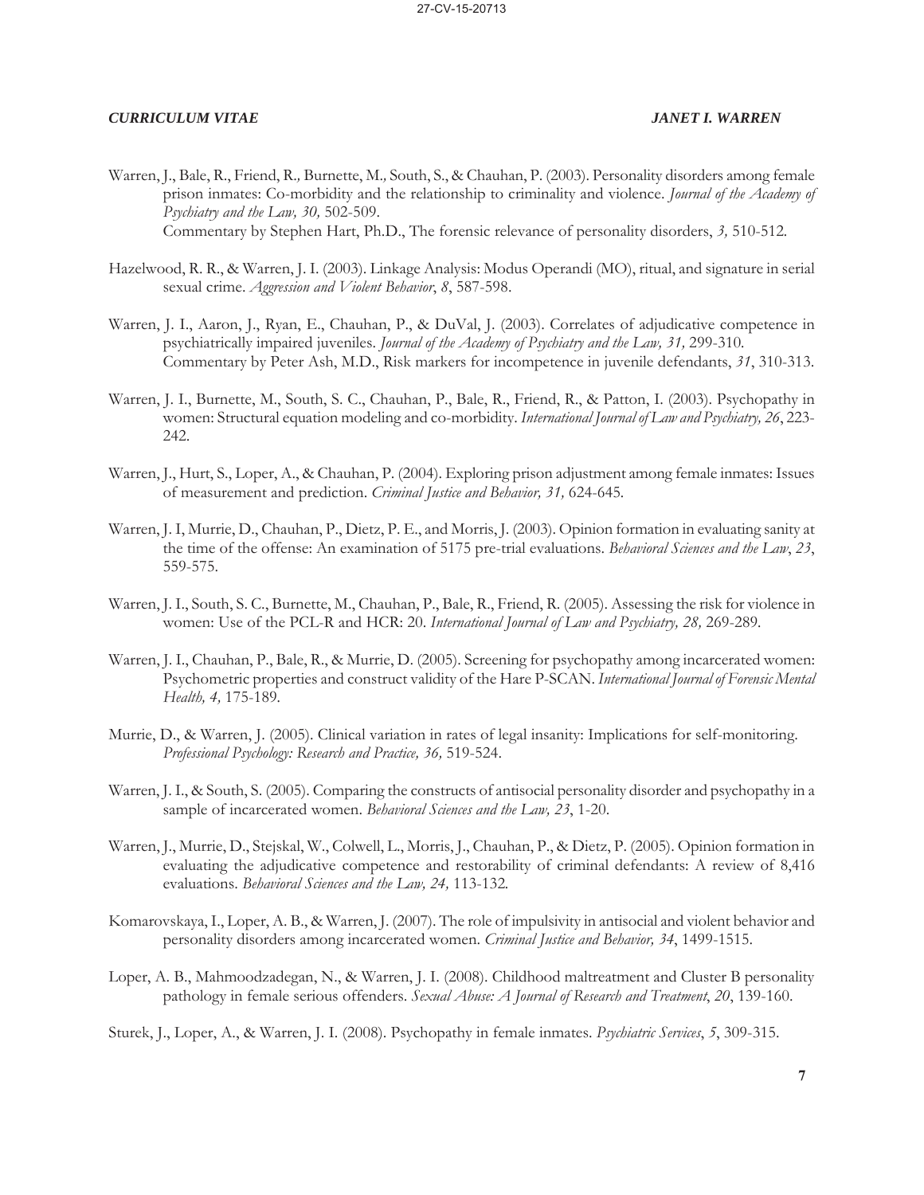Warren, J., Bale, R., Friend, R., Burnette, M., South, S., & Chauhan, P. (2003). Personality disorders among female prison inmates: Co-morbidity and the relationship to criminality and violence. *Journal of the Academy of Psychiatry and the Law, 30,* 502-509.
Commentary by Stephen Hart, Ph.D., The forensic relevance of personality disorders, *3,* 510-512.

Hazelwood, R. R., & Warren, J. I. (2003). Linkage Analysis: Modus Operandi (MO), ritual, and signature in serial sexual crime. *Aggression and Violent Behavior*, *8*, 587-598.

Warren, J. I., Aaron, J., Ryan, E., Chauhan, P., & DuVal, J. (2003). Correlates of adjudicative competence in psychiatrically impaired juveniles. *Journal of the Academy of Psychiatry and the Law, 31,* 299-310.
Commentary by Peter Ash, M.D., Risk markers for incompetence in juvenile defendants, *31*, 310-313.

Warren, J. I., Burnette, M., South, S. C., Chauhan, P., Bale, R., Friend, R., & Patton, I. (2003). Psychopathy in women: Structural equation modeling and co-morbidity. *International Journal of Law and Psychiatry, 26*, 223-242.

Warren, J., Hurt, S., Loper, A., & Chauhan, P. (2004). Exploring prison adjustment among female inmates: Issues of measurement and prediction. *Criminal Justice and Behavior, 31,* 624-645.

Warren, J. I, Murrie, D., Chauhan, P., Dietz, P. E., and Morris, J. (2003). Opinion formation in evaluating sanity at the time of the offense: An examination of 5175 pre-trial evaluations. *Behavioral Sciences and the Law*, *23*, 559-575.

Warren, J. I., South, S. C., Burnette, M., Chauhan, P., Bale, R., Friend, R. (2005). Assessing the risk for violence in women: Use of the PCL-R and HCR: 20. *International Journal of Law and Psychiatry, 28,* 269-289.

Warren, J. I., Chauhan, P., Bale, R., & Murrie, D. (2005). Screening for psychopathy among incarcerated women: Psychometric properties and construct validity of the Hare P-SCAN. *International Journal of Forensic Mental Health, 4,* 175-189.

Murrie, D., & Warren, J. (2005). Clinical variation in rates of legal insanity: Implications for self-monitoring. *Professional Psychology: Research and Practice, 36,* 519-524.

Warren, J. I., & South, S. (2005). Comparing the constructs of antisocial personality disorder and psychopathy in a sample of incarcerated women. *Behavioral Sciences and the Law, 23*, 1-20.

Warren, J., Murrie, D., Stejskal, W., Colwell, L., Morris, J., Chauhan, P., & Dietz, P. (2005). Opinion formation in evaluating the adjudicative competence and restorability of criminal defendants: A review of 8,416 evaluations. *Behavioral Sciences and the Law, 24,* 113-132.

Komarovskaya, I., Loper, A. B., & Warren, J. (2007). The role of impulsivity in antisocial and violent behavior and personality disorders among incarcerated women. *Criminal Justice and Behavior, 34*, 1499-1515.

Loper, A. B., Mahmoodzadegan, N., & Warren, J. I. (2008). Childhood maltreatment and Cluster B personality pathology in female serious offenders. *Sexual Abuse: A Journal of Research and Treatment*, *20*, 139-160.

Sturek, J., Loper, A., & Warren, J. I. (2008). Psychopathy in female inmates. *Psychiatric Services*, *5*, 309-315.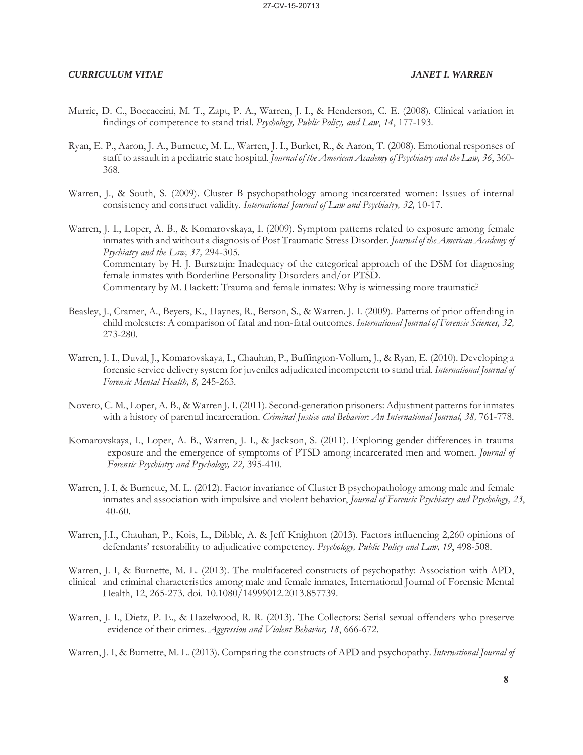Murrie, D. C., Boccaccini, M. T., Zapt, P. A., Warren, J. I., & Henderson, C. E. (2008). Clinical variation in findings of competence to stand trial. *Psychology, Public Policy, and Law*, *14*, 177-193.

Ryan, E. P., Aaron, J. A., Burnette, M. L., Warren, J. I., Burket, R., & Aaron, T. (2008). Emotional responses of staff to assault in a pediatric state hospital. *Journal of the American Academy of Psychiatry and the Law, 36*, 360-368.

Warren, J., & South, S. (2009). Cluster B psychopathology among incarcerated women: Issues of internal consistency and construct validity. *International Journal of Law and Psychiatry, 32,* 10-17.

Warren, J. I., Loper, A. B., & Komarovskaya, I. (2009). Symptom patterns related to exposure among female inmates with and without a diagnosis of Post Traumatic Stress Disorder. *Journal of the American Academy of Psychiatry and the Law, 37,* 294-305.
Commentary by H. J. Bursztajn: Inadequacy of the categorical approach of the DSM for diagnosing female inmates with Borderline Personality Disorders and/or PTSD.
Commentary by M. Hackett: Trauma and female inmates: Why is witnessing more traumatic?

Beasley, J., Cramer, A., Beyers, K., Haynes, R., Berson, S., & Warren. J. I. (2009). Patterns of prior offending in child molesters: A comparison of fatal and non-fatal outcomes. *International Journal of Forensic Sciences, 32,* 273-280.

Warren, J. I., Duval, J., Komarovskaya, I., Chauhan, P., Buffington-Vollum, J., & Ryan, E. (2010). Developing a forensic service delivery system for juveniles adjudicated incompetent to stand trial. *International Journal of Forensic Mental Health, 8,* 245-263.

Novero, C. M., Loper, A. B., & Warren J. I. (2011). Second-generation prisoners: Adjustment patterns for inmates with a history of parental incarceration. *Criminal Justice and Behavior: An International Journal, 38,* 761-778.

Komarovskaya, I., Loper, A. B., Warren, J. I., & Jackson, S. (2011). Exploring gender differences in trauma exposure and the emergence of symptoms of PTSD among incarcerated men and women. *Journal of Forensic Psychiatry and Psychology, 22,* 395-410.

Warren, J. I, & Burnette, M. L. (2012). Factor invariance of Cluster B psychopathology among male and female inmates and association with impulsive and violent behavior, *Journal of Forensic Psychiatry and Psychology, 23*, 40-60.

Warren, J.I., Chauhan, P., Kois, L., Dibble, A. & Jeff Knighton (2013). Factors influencing 2,260 opinions of defendants' restorability to adjudicative competency. *Psychology, Public Policy and Law, 19*, 498-508.

Warren, J. I, & Burnette, M. L. (2013). The multifaceted constructs of psychopathy: Association with APD, clinical and criminal characteristics among male and female inmates, International Journal of Forensic Mental Health, 12, 265-273. doi. 10.1080/14999012.2013.857739.

Warren, J. I., Dietz, P. E., & Hazelwood, R. R. (2013). The Collectors: Serial sexual offenders who preserve evidence of their crimes. *Aggression and Violent Behavior, 18*, 666-672.

Warren, J. I, & Burnette, M. L. (2013). Comparing the constructs of APD and psychopathy. *International Journal of*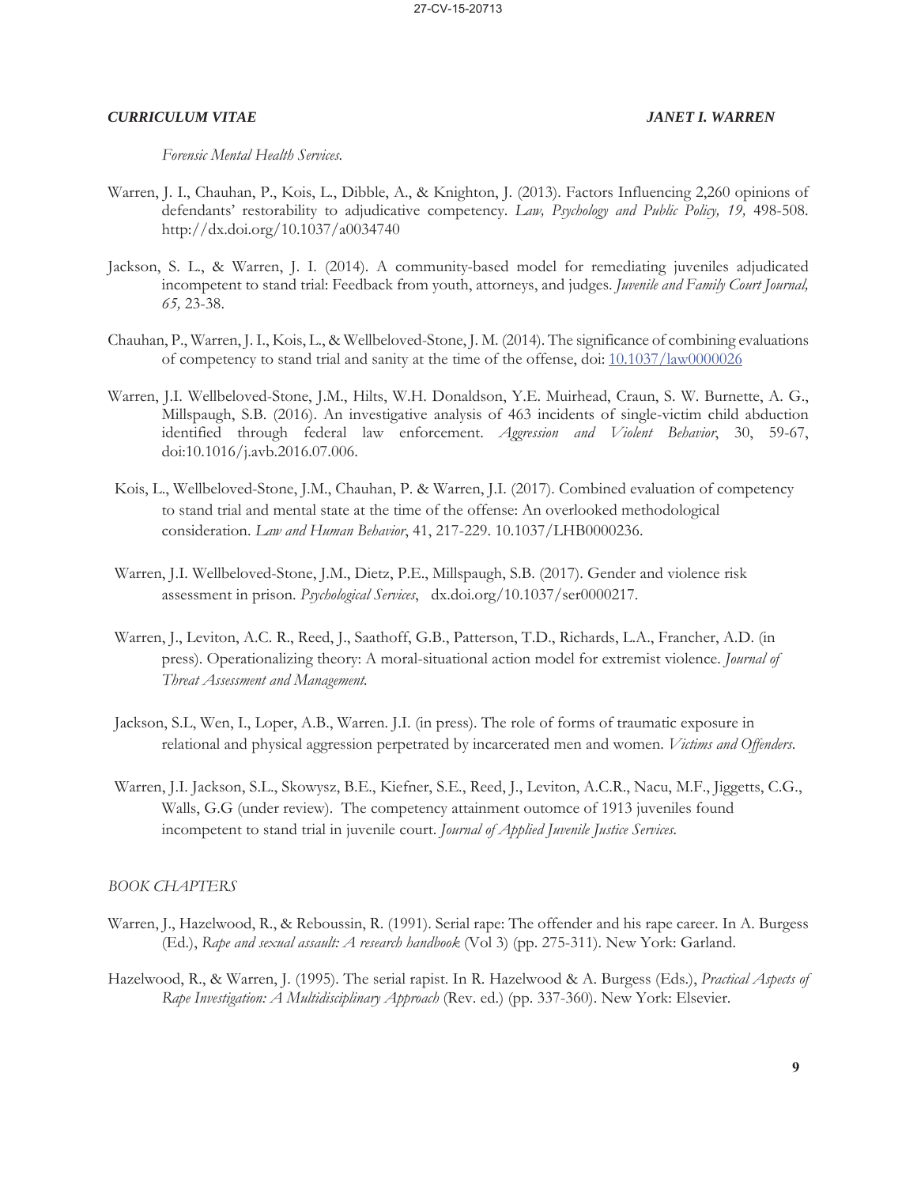*Forensic Mental Health Services.*

Warren, J. I., Chauhan, P., Kois, L., Dibble, A., & Knighton, J. (2013). Factors Influencing 2,260 opinions of defendants' restorability to adjudicative competency. *Law, Psychology and Public Policy, 19,* 498-508. http://dx.doi.org/10.1037/a0034740

Jackson, S. L., & Warren, J. I. (2014). A community-based model for remediating juveniles adjudicated incompetent to stand trial: Feedback from youth, attorneys, and judges. *Juvenile and Family Court Journal, 65,* 23-38.

Chauhan, P., Warren, J. I., Kois, L., & Wellbeloved-Stone, J. M. (2014). The significance of combining evaluations of competency to stand trial and sanity at the time of the offense, doi: 10.1037/law0000026

Warren, J.I. Wellbeloved-Stone, J.M., Hilts, W.H. Donaldson, Y.E. Muirhead, Craun, S. W. Burnette, A. G., Millspaugh, S.B. (2016). An investigative analysis of 463 incidents of single-victim child abduction identified through federal law enforcement. *Aggression and Violent Behavior*, 30, 59-67, doi:10.1016/j.avb.2016.07.006.

Kois, L., Wellbeloved-Stone, J.M., Chauhan, P. & Warren, J.I. (2017). Combined evaluation of competency to stand trial and mental state at the time of the offense: An overlooked methodological consideration. *Law and Human Behavior*, 41, 217-229. 10.1037/LHB0000236.

Warren, J.I. Wellbeloved-Stone, J.M., Dietz, P.E., Millspaugh, S.B. (2017). Gender and violence risk assessment in prison. *Psychological Services*, dx.doi.org/10.1037/ser0000217.

Warren, J., Leviton, A.C. R., Reed, J., Saathoff, G.B., Patterson, T.D., Richards, L.A., Francher, A.D. (in press). Operationalizing theory: A moral-situational action model for extremist violence. *Journal of Threat Assessment and Management.*

Jackson, S.L, Wen, I., Loper, A.B., Warren. J.I. (in press). The role of forms of traumatic exposure in relational and physical aggression perpetrated by incarcerated men and women. *Victims and Offenders.*

Warren, J.I. Jackson, S.L., Skowysz, B.E., Kiefner, S.E., Reed, J., Leviton, A.C.R., Nacu, M.F., Jiggetts, C.G., Walls, G.G (under review). The competency attainment outomce of 1913 juveniles found incompetent to stand trial in juvenile court. *Journal of Applied Juvenile Justice Services.*

*BOOK CHAPTERS*

Warren, J., Hazelwood, R., & Reboussin, R. (1991). Serial rape: The offender and his rape career. In A. Burgess (Ed.), *Rape and sexual assault: A research handbook* (Vol 3) (pp. 275-311). New York: Garland.

Hazelwood, R., & Warren, J. (1995). The serial rapist. In R. Hazelwood & A. Burgess (Eds.), *Practical Aspects of Rape Investigation: A Multidisciplinary Approach* (Rev. ed.) (pp. 337-360). New York: Elsevier.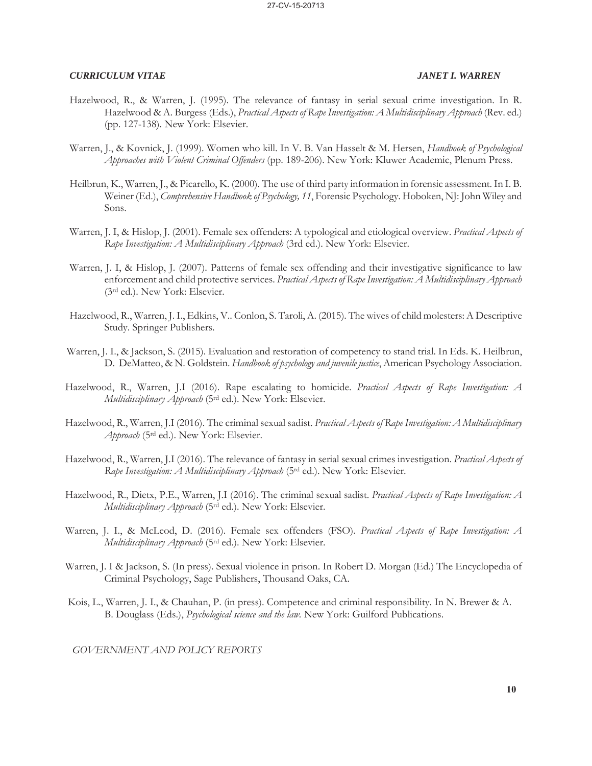Hazelwood, R., & Warren, J. (1995). The relevance of fantasy in serial sexual crime investigation. In R. Hazelwood & A. Burgess (Eds.), *Practical Aspects of Rape Investigation: A Multidisciplinary Approach* (Rev. ed.) (pp. 127-138). New York: Elsevier.

Warren, J., & Kovnick, J. (1999). Women who kill. In V. B. Van Hasselt & M. Hersen, *Handbook of Psychological Approaches with Violent Criminal Offenders* (pp. 189-206). New York: Kluwer Academic, Plenum Press.

Heilbrun, K., Warren, J., & Picarello, K. (2000). The use of third party information in forensic assessment. In I. B. Weiner (Ed.), *Comprehensive Handbook of Psychology, 11*, Forensic Psychology. Hoboken, NJ: John Wiley and Sons.

Warren, J. I, & Hislop, J. (2001). Female sex offenders: A typological and etiological overview. *Practical Aspects of Rape Investigation: A Multidisciplinary Approach* (3rd ed.). New York: Elsevier.

Warren, J. I, & Hislop, J. (2007). Patterns of female sex offending and their investigative significance to law enforcement and child protective services. *Practical Aspects of Rape Investigation: A Multidisciplinary Approach* (3rd ed.). New York: Elsevier.

Hazelwood, R., Warren, J. I., Edkins, V.. Conlon, S. Taroli, A. (2015). The wives of child molesters: A Descriptive Study. Springer Publishers.

Warren, J. I., & Jackson, S. (2015). Evaluation and restoration of competency to stand trial. In Eds. K. Heilbrun, D. DeMatteo, & N. Goldstein. *Handbook of psychology and juvenile justice*, American Psychology Association.

Hazelwood, R., Warren, J.I (2016). Rape escalating to homicide. *Practical Aspects of Rape Investigation: A Multidisciplinary Approach* (5rd ed.). New York: Elsevier.

Hazelwood, R., Warren, J.I (2016). The criminal sexual sadist. *Practical Aspects of Rape Investigation: A Multidisciplinary Approach* (5rd ed.). New York: Elsevier.

Hazelwood, R., Warren, J.I (2016). The relevance of fantasy in serial sexual crimes investigation. *Practical Aspects of Rape Investigation: A Multidisciplinary Approach* (5rd ed.). New York: Elsevier.

Hazelwood, R., Dietx, P.E., Warren, J.I (2016). The criminal sexual sadist. *Practical Aspects of Rape Investigation: A Multidisciplinary Approach* (5rd ed.). New York: Elsevier.

Warren, J. I., & McLeod, D. (2016). Female sex offenders (FSO). *Practical Aspects of Rape Investigation: A Multidisciplinary Approach* (5rd ed.). New York: Elsevier.

Warren, J. I & Jackson, S. (In press). Sexual violence in prison. In Robert D. Morgan (Ed.) The Encyclopedia of Criminal Psychology, Sage Publishers, Thousand Oaks, CA.

Kois, L., Warren, J. I., & Chauhan, P. (in press). Competence and criminal responsibility. In N. Brewer & A. B. Douglass (Eds.), *Psychological science and the law*. New York: Guilford Publications.

*GOVERNMENT AND POLICY REPORTS*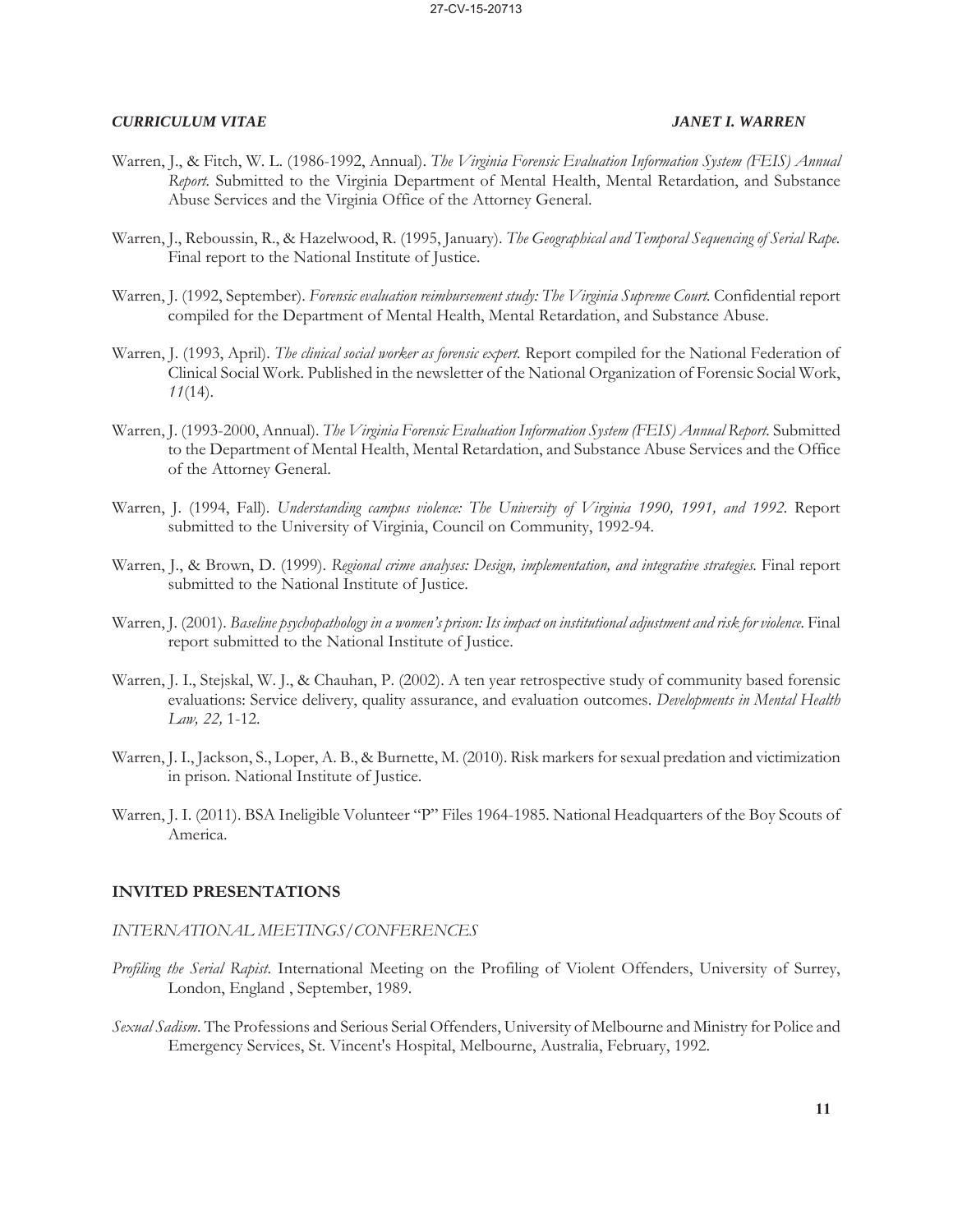Warren, J., & Fitch, W. L. (1986-1992, Annual). *The Virginia Forensic Evaluation Information System (FEIS) Annual Report.* Submitted to the Virginia Department of Mental Health, Mental Retardation, and Substance Abuse Services and the Virginia Office of the Attorney General.

Warren, J., Reboussin, R., & Hazelwood, R. (1995, January). *The Geographical and Temporal Sequencing of Serial Rape.* Final report to the National Institute of Justice.

Warren, J. (1992, September). *Forensic evaluation reimbursement study: The Virginia Supreme Court.* Confidential report compiled for the Department of Mental Health, Mental Retardation, and Substance Abuse.

Warren, J. (1993, April). *The clinical social worker as forensic expert.* Report compiled for the National Federation of Clinical Social Work. Published in the newsletter of the National Organization of Forensic Social Work, *11*(14).

Warren, J. (1993-2000, Annual). *The Virginia Forensic Evaluation Information System (FEIS) Annual Report.* Submitted to the Department of Mental Health, Mental Retardation, and Substance Abuse Services and the Office of the Attorney General.

Warren, J. (1994, Fall). *Understanding campus violence: The University of Virginia 1990, 1991, and 1992.* Report submitted to the University of Virginia, Council on Community, 1992-94.

Warren, J., & Brown, D. (1999). *Regional crime analyses: Design, implementation, and integrative strategies.* Final report submitted to the National Institute of Justice.

Warren, J. (2001). *Baseline psychopathology in a women's prison: Its impact on institutional adjustment and risk for violence.* Final report submitted to the National Institute of Justice.

Warren, J. I., Stejskal, W. J., & Chauhan, P. (2002). A ten year retrospective study of community based forensic evaluations: Service delivery, quality assurance, and evaluation outcomes. *Developments in Mental Health Law, 22,* 1-12.

Warren, J. I., Jackson, S., Loper, A. B., & Burnette, M. (2010). Risk markers for sexual predation and victimization in prison. National Institute of Justice.

Warren, J. I. (2011). BSA Ineligible Volunteer "P" Files 1964-1985. National Headquarters of the Boy Scouts of America.

## INVITED PRESENTATIONS

### INTERNATIONAL MEETINGS/CONFERENCES

*Profiling the Serial Rapist.* International Meeting on the Profiling of Violent Offenders, University of Surrey, London, England , September, 1989.

*Sexual Sadism.* The Professions and Serious Serial Offenders, University of Melbourne and Ministry for Police and Emergency Services, St. Vincent's Hospital, Melbourne, Australia, February, 1992.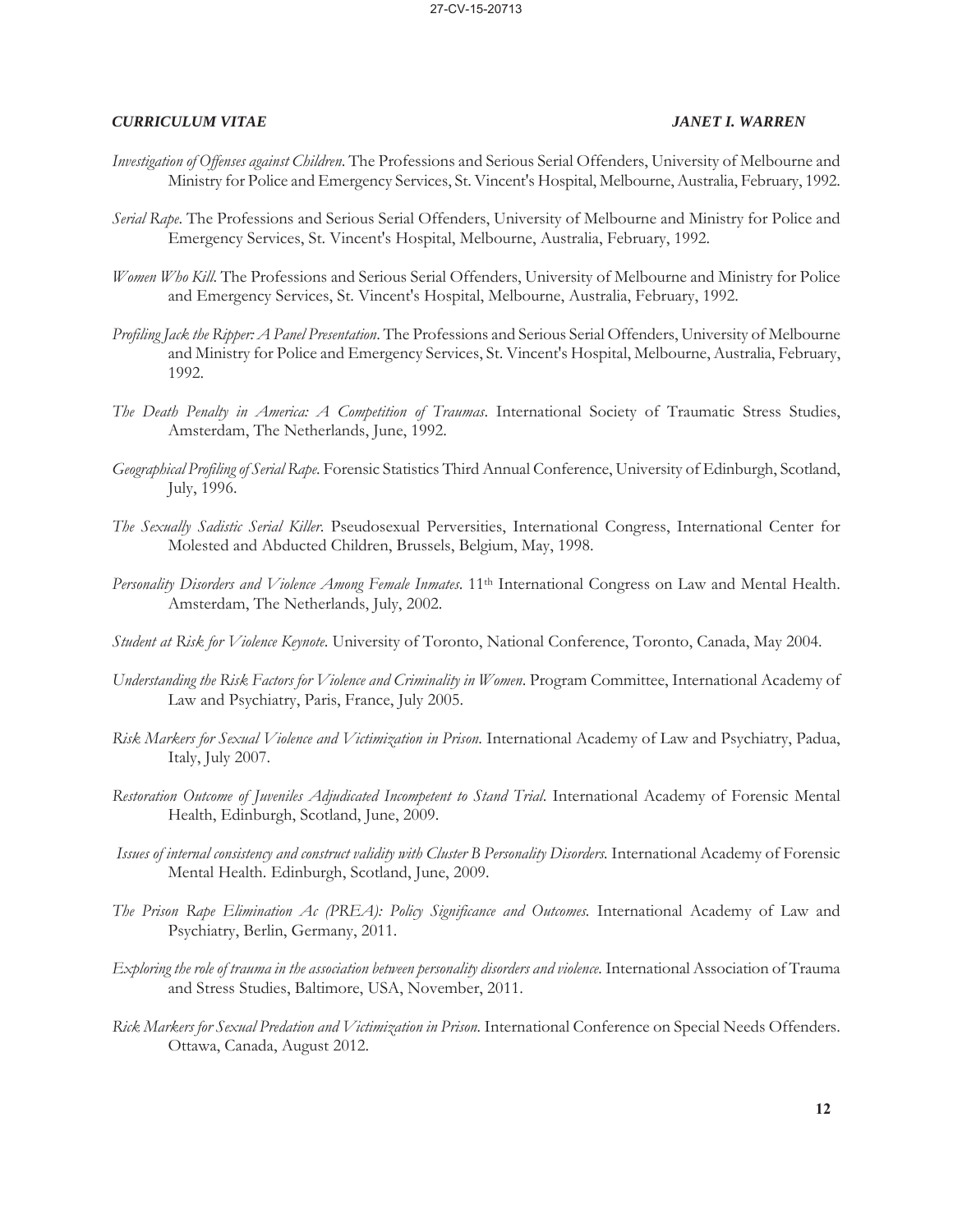*Investigation of Offenses against Children*. The Professions and Serious Serial Offenders, University of Melbourne and Ministry for Police and Emergency Services, St. Vincent's Hospital, Melbourne, Australia, February, 1992.

*Serial Rape*. The Professions and Serious Serial Offenders, University of Melbourne and Ministry for Police and Emergency Services, St. Vincent's Hospital, Melbourne, Australia, February, 1992.

*Women Who Kill*. The Professions and Serious Serial Offenders, University of Melbourne and Ministry for Police and Emergency Services, St. Vincent's Hospital, Melbourne, Australia, February, 1992.

*Profiling Jack the Ripper: A Panel Presentation*. The Professions and Serious Serial Offenders, University of Melbourne and Ministry for Police and Emergency Services, St. Vincent's Hospital, Melbourne, Australia, February, 1992.

*The Death Penalty in America: A Competition of Traumas*. International Society of Traumatic Stress Studies, Amsterdam, The Netherlands, June, 1992.

*Geographical Profiling of Serial Rape*. Forensic Statistics Third Annual Conference, University of Edinburgh, Scotland, July, 1996.

*The Sexually Sadistic Serial Killer*. Pseudosexual Perversities, International Congress, International Center for Molested and Abducted Children, Brussels, Belgium, May, 1998.

*Personality Disorders and Violence Among Female Inmates*. 11th International Congress on Law and Mental Health. Amsterdam, The Netherlands, July, 2002.

*Student at Risk for Violence Keynote*. University of Toronto, National Conference, Toronto, Canada, May 2004.

*Understanding the Risk Factors for Violence and Criminality in Women*. Program Committee, International Academy of Law and Psychiatry, Paris, France, July 2005.

*Risk Markers for Sexual Violence and Victimization in Prison*. International Academy of Law and Psychiatry, Padua, Italy, July 2007.

*Restoration Outcome of Juveniles Adjudicated Incompetent to Stand Trial*. International Academy of Forensic Mental Health, Edinburgh, Scotland, June, 2009.

*Issues of internal consistency and construct validity with Cluster B Personality Disorders*. International Academy of Forensic Mental Health. Edinburgh, Scotland, June, 2009.

*The Prison Rape Elimination Ac (PREA): Policy Significance and Outcomes*. International Academy of Law and Psychiatry, Berlin, Germany, 2011.

*Exploring the role of trauma in the association between personality disorders and violence*. International Association of Trauma and Stress Studies, Baltimore, USA, November, 2011.

*Rick Markers for Sexual Predation and Victimization in Prison*. International Conference on Special Needs Offenders. Ottawa, Canada, August 2012.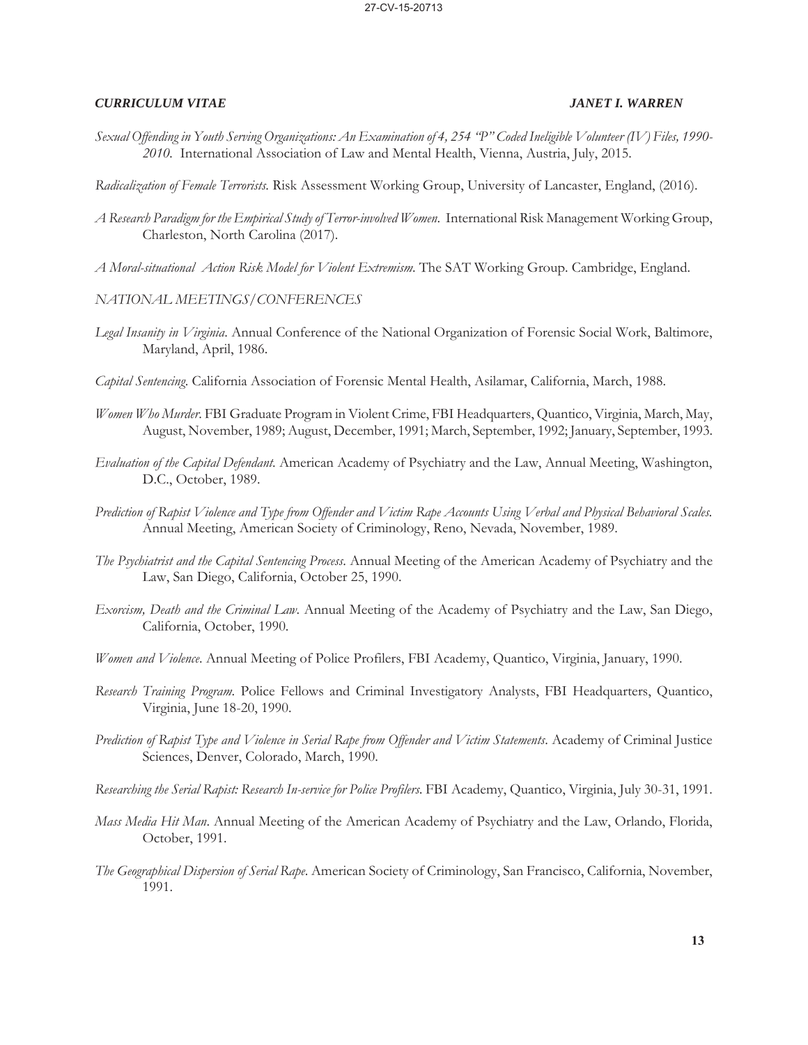*Sexual Offending in Youth Serving Organizations: An Examination of 4, 254 "P" Coded Ineligible Volunteer (IV) Files, 1990-2010.* International Association of Law and Mental Health, Vienna, Austria, July, 2015.

*Radicalization of Female Terrorists.* Risk Assessment Working Group, University of Lancaster, England, (2016).

*A Research Paradigm for the Empirical Study of Terror-involved Women.* International Risk Management Working Group, Charleston, North Carolina (2017).

*A Moral-situational Action Risk Model for Violent Extremism.* The SAT Working Group. Cambridge, England.

*NATIONAL MEETINGS/CONFERENCES*

*Legal Insanity in Virginia.* Annual Conference of the National Organization of Forensic Social Work, Baltimore, Maryland, April, 1986.

*Capital Sentencing.* California Association of Forensic Mental Health, Asilamar, California, March, 1988.

*Women Who Murder.* FBI Graduate Program in Violent Crime, FBI Headquarters, Quantico, Virginia, March, May, August, November, 1989; August, December, 1991; March, September, 1992; January, September, 1993.

*Evaluation of the Capital Defendant.* American Academy of Psychiatry and the Law, Annual Meeting, Washington, D.C., October, 1989.

*Prediction of Rapist Violence and Type from Offender and Victim Rape Accounts Using Verbal and Physical Behavioral Scales.* Annual Meeting, American Society of Criminology, Reno, Nevada, November, 1989.

*The Psychiatrist and the Capital Sentencing Process.* Annual Meeting of the American Academy of Psychiatry and the Law, San Diego, California, October 25, 1990.

*Exorcism, Death and the Criminal Law.* Annual Meeting of the Academy of Psychiatry and the Law, San Diego, California, October, 1990.

*Women and Violence.* Annual Meeting of Police Profilers, FBI Academy, Quantico, Virginia, January, 1990.

*Research Training Program.* Police Fellows and Criminal Investigatory Analysts, FBI Headquarters, Quantico, Virginia, June 18-20, 1990.

*Prediction of Rapist Type and Violence in Serial Rape from Offender and Victim Statements.* Academy of Criminal Justice Sciences, Denver, Colorado, March, 1990.

*Researching the Serial Rapist: Research In-service for Police Profilers.* FBI Academy, Quantico, Virginia, July 30-31, 1991.

*Mass Media Hit Man.* Annual Meeting of the American Academy of Psychiatry and the Law, Orlando, Florida, October, 1991.

*The Geographical Dispersion of Serial Rape.* American Society of Criminology, San Francisco, California, November, 1991.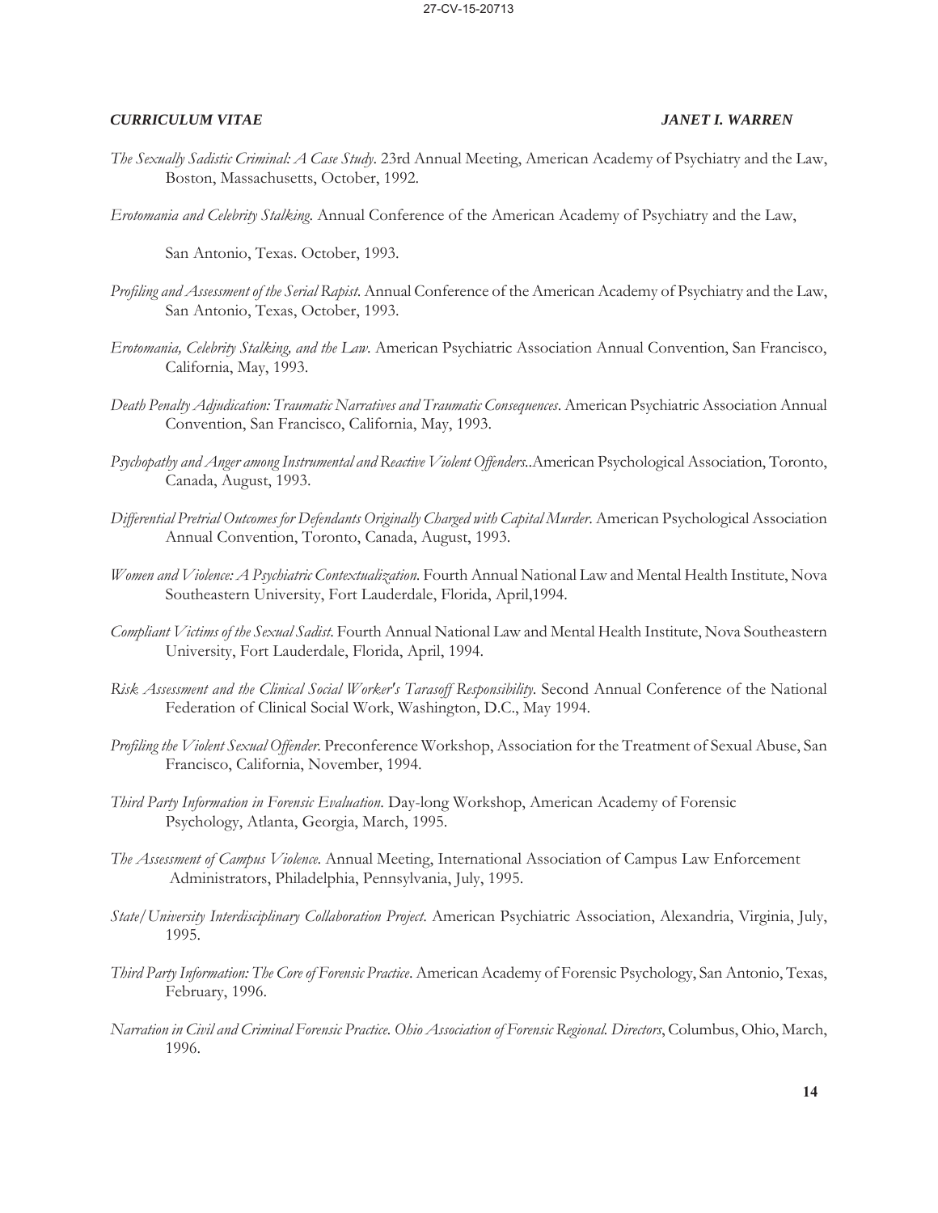*The Sexually Sadistic Criminal: A Case Study*. 23rd Annual Meeting, American Academy of Psychiatry and the Law, Boston, Massachusetts, October, 1992.

*Erotomania and Celebrity Stalking*. Annual Conference of the American Academy of Psychiatry and the Law, San Antonio, Texas. October, 1993.

*Profiling and Assessment of the Serial Rapist*. Annual Conference of the American Academy of Psychiatry and the Law, San Antonio, Texas, October, 1993.

*Erotomania, Celebrity Stalking, and the Law*. American Psychiatric Association Annual Convention, San Francisco, California, May, 1993.

*Death Penalty Adjudication: Traumatic Narratives and Traumatic Consequences*. American Psychiatric Association Annual Convention, San Francisco, California, May, 1993.

*Psychopathy and Anger among Instrumental and Reactive Violent Offenders*..American Psychological Association, Toronto, Canada, August, 1993.

*Differential Pretrial Outcomes for Defendants Originally Charged with Capital Murder*. American Psychological Association Annual Convention, Toronto, Canada, August, 1993.

*Women and Violence: A Psychiatric Contextualization*. Fourth Annual National Law and Mental Health Institute, Nova Southeastern University, Fort Lauderdale, Florida, April,1994.

*Compliant Victims of the Sexual Sadist*. Fourth Annual National Law and Mental Health Institute, Nova Southeastern University, Fort Lauderdale, Florida, April, 1994.

*Risk Assessment and the Clinical Social Worker's Tarasoff Responsibility*. Second Annual Conference of the National Federation of Clinical Social Work, Washington, D.C., May 1994.

*Profiling the Violent Sexual Offender*. Preconference Workshop, Association for the Treatment of Sexual Abuse, San Francisco, California, November, 1994.

*Third Party Information in Forensic Evaluation*. Day-long Workshop, American Academy of Forensic Psychology, Atlanta, Georgia, March, 1995.

*The Assessment of Campus Violence*. Annual Meeting, International Association of Campus Law Enforcement Administrators, Philadelphia, Pennsylvania, July, 1995.

*State/University Interdisciplinary Collaboration Project*. American Psychiatric Association, Alexandria, Virginia, July, 1995.

*Third Party Information: The Core of Forensic Practice*. American Academy of Forensic Psychology, San Antonio, Texas, February, 1996.

*Narration in Civil and Criminal Forensic Practice. Ohio Association of Forensic Regional. Directors*, Columbus, Ohio, March, 1996.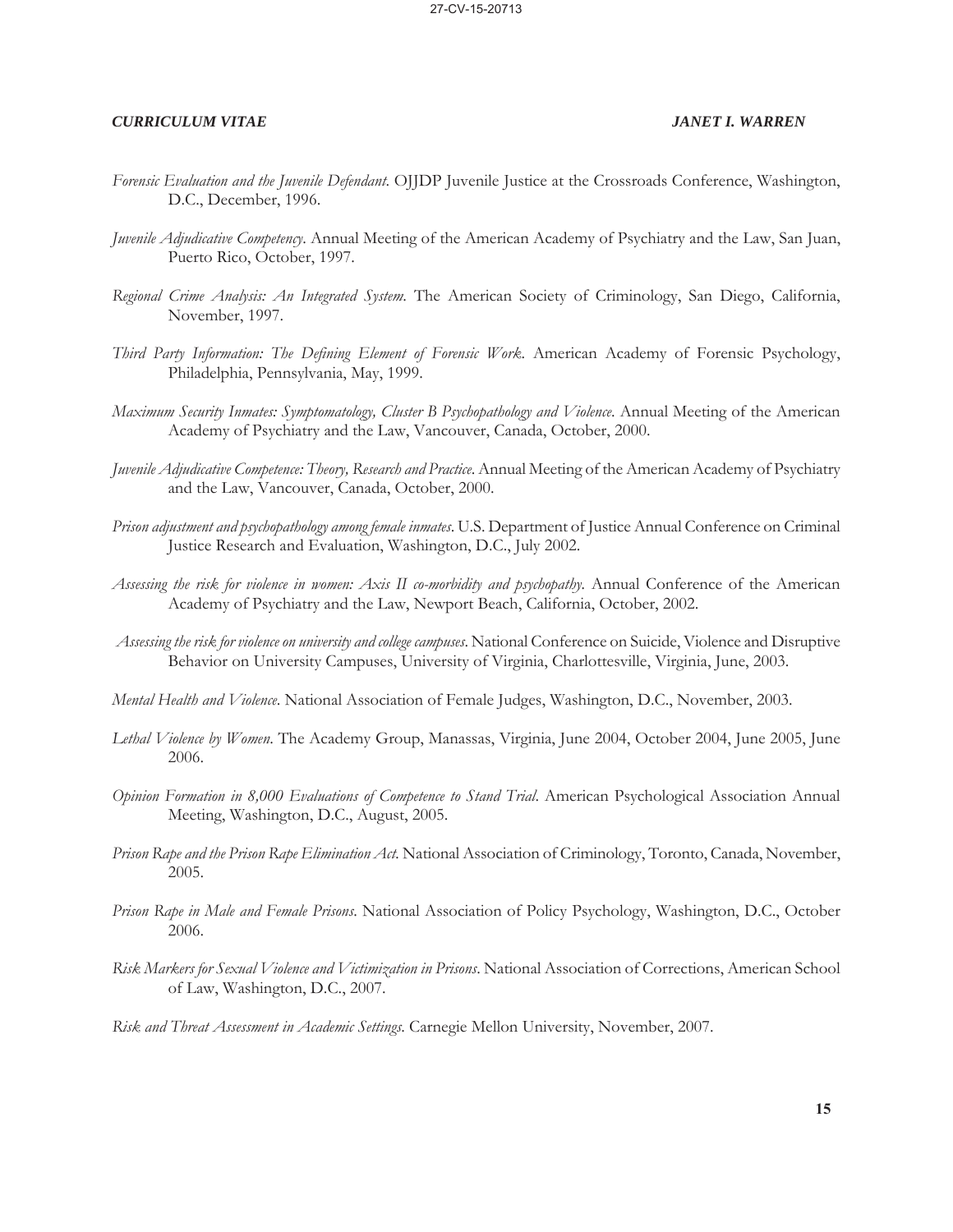*Forensic Evaluation and the Juvenile Defendant*. OJJDP Juvenile Justice at the Crossroads Conference, Washington, D.C., December, 1996.

*Juvenile Adjudicative Competency*. Annual Meeting of the American Academy of Psychiatry and the Law, San Juan, Puerto Rico, October, 1997.

*Regional Crime Analysis: An Integrated System*. The American Society of Criminology, San Diego, California, November, 1997.

*Third Party Information: The Defining Element of Forensic Work*. American Academy of Forensic Psychology, Philadelphia, Pennsylvania, May, 1999.

*Maximum Security Inmates: Symptomatology, Cluster B Psychopathology and Violence*. Annual Meeting of the American Academy of Psychiatry and the Law, Vancouver, Canada, October, 2000.

*Juvenile Adjudicative Competence: Theory, Research and Practice*. Annual Meeting of the American Academy of Psychiatry and the Law, Vancouver, Canada, October, 2000.

*Prison adjustment and psychopathology among female inmates*. U.S. Department of Justice Annual Conference on Criminal Justice Research and Evaluation, Washington, D.C., July 2002.

*Assessing the risk for violence in women: Axis II co-morbidity and psychopathy*. Annual Conference of the American Academy of Psychiatry and the Law, Newport Beach, California, October, 2002.

*Assessing the risk for violence on university and college campuses*. National Conference on Suicide, Violence and Disruptive Behavior on University Campuses, University of Virginia, Charlottesville, Virginia, June, 2003.

*Mental Health and Violence*. National Association of Female Judges, Washington, D.C., November, 2003.

*Lethal Violence by Women*. The Academy Group, Manassas, Virginia, June 2004, October 2004, June 2005, June 2006.

*Opinion Formation in 8,000 Evaluations of Competence to Stand Trial*. American Psychological Association Annual Meeting, Washington, D.C., August, 2005.

*Prison Rape and the Prison Rape Elimination Act*. National Association of Criminology, Toronto, Canada, November, 2005.

*Prison Rape in Male and Female Prisons*. National Association of Policy Psychology, Washington, D.C., October 2006.

*Risk Markers for Sexual Violence and Victimization in Prisons*. National Association of Corrections, American School of Law, Washington, D.C., 2007.

*Risk and Threat Assessment in Academic Settings*. Carnegie Mellon University, November, 2007.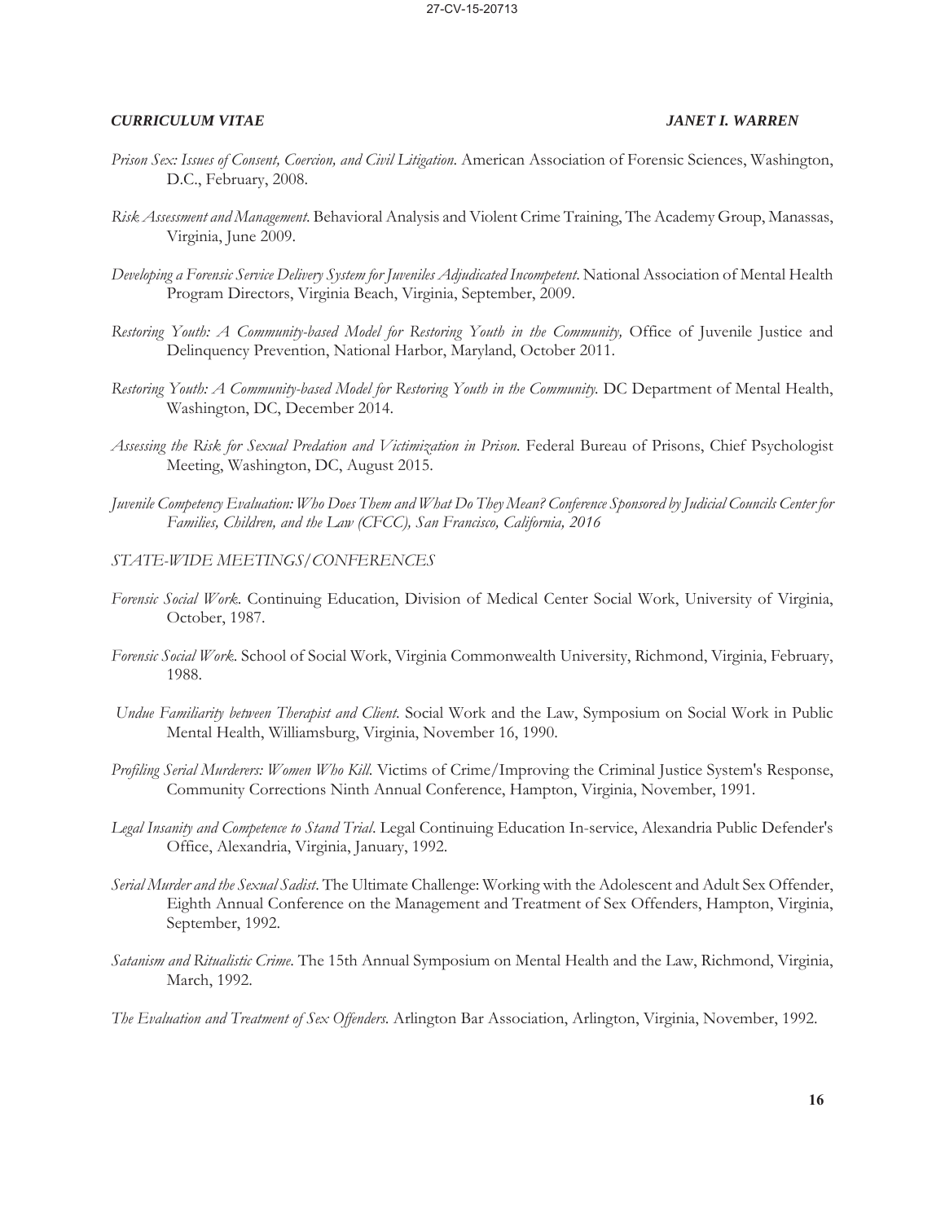*Prison Sex: Issues of Consent, Coercion, and Civil Litigation.* American Association of Forensic Sciences, Washington, D.C., February, 2008.

*Risk Assessment and Management.* Behavioral Analysis and Violent Crime Training, The Academy Group, Manassas, Virginia, June 2009.

*Developing a Forensic Service Delivery System for Juveniles Adjudicated Incompetent.* National Association of Mental Health Program Directors, Virginia Beach, Virginia, September, 2009.

*Restoring Youth: A Community-based Model for Restoring Youth in the Community,* Office of Juvenile Justice and Delinquency Prevention, National Harbor, Maryland, October 2011.

*Restoring Youth: A Community-based Model for Restoring Youth in the Community.* DC Department of Mental Health, Washington, DC, December 2014.

*Assessing the Risk for Sexual Predation and Victimization in Prison.* Federal Bureau of Prisons, Chief Psychologist Meeting, Washington, DC, August 2015.

*Juvenile Competency Evaluation: Who Does Them and What Do They Mean? Conference Sponsored by Judicial Councils Center for Families, Children, and the Law (CFCC), San Francisco, California, 2016*

*STATE-WIDE MEETINGS/CONFERENCES*

*Forensic Social Work.* Continuing Education, Division of Medical Center Social Work, University of Virginia, October, 1987.

*Forensic Social Work.* School of Social Work, Virginia Commonwealth University, Richmond, Virginia, February, 1988.

*Undue Familiarity between Therapist and Client.* Social Work and the Law, Symposium on Social Work in Public Mental Health, Williamsburg, Virginia, November 16, 1990.

*Profiling Serial Murderers: Women Who Kill.* Victims of Crime/Improving the Criminal Justice System's Response, Community Corrections Ninth Annual Conference, Hampton, Virginia, November, 1991.

*Legal Insanity and Competence to Stand Trial.* Legal Continuing Education In-service, Alexandria Public Defender's Office, Alexandria, Virginia, January, 1992.

*Serial Murder and the Sexual Sadist.* The Ultimate Challenge: Working with the Adolescent and Adult Sex Offender, Eighth Annual Conference on the Management and Treatment of Sex Offenders, Hampton, Virginia, September, 1992.

*Satanism and Ritualistic Crime.* The 15th Annual Symposium on Mental Health and the Law, Richmond, Virginia, March, 1992.

*The Evaluation and Treatment of Sex Offenders.* Arlington Bar Association, Arlington, Virginia, November, 1992.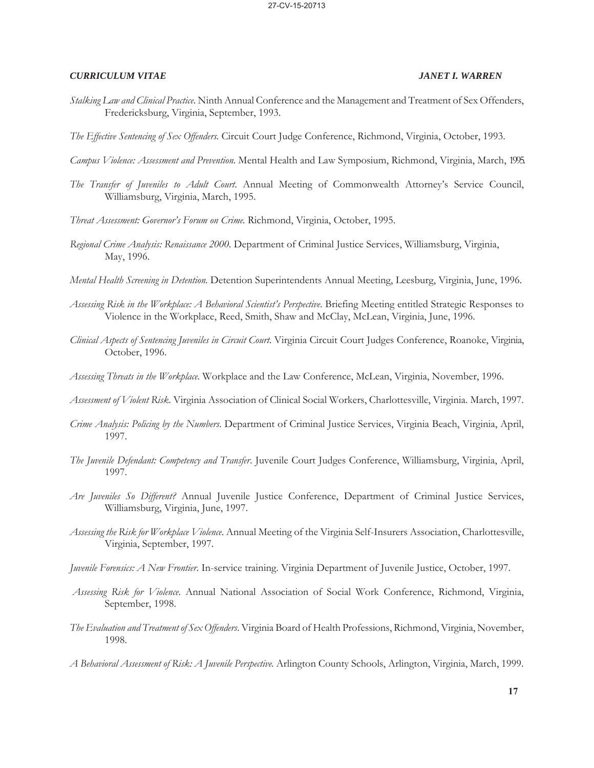*Stalking Law and Clinical Practice.* Ninth Annual Conference and the Management and Treatment of Sex Offenders, Fredericksburg, Virginia, September, 1993.

*The Effective Sentencing of Sex Offenders.* Circuit Court Judge Conference, Richmond, Virginia, October, 1993.

*Campus Violence: Assessment and Prevention.* Mental Health and Law Symposium, Richmond, Virginia, March, 1995.

*The Transfer of Juveniles to Adult Court.* Annual Meeting of Commonwealth Attorney's Service Council, Williamsburg, Virginia, March, 1995.

*Threat Assessment: Governor's Forum on Crime.* Richmond, Virginia, October, 1995.

*Regional Crime Analysis: Renaissance 2000.* Department of Criminal Justice Services, Williamsburg, Virginia, May, 1996.

*Mental Health Screening in Detention.* Detention Superintendents Annual Meeting, Leesburg, Virginia, June, 1996.

*Assessing Risk in the Workplace: A Behavioral Scientist's Perspective.* Briefing Meeting entitled Strategic Responses to Violence in the Workplace, Reed, Smith, Shaw and McClay, McLean, Virginia, June, 1996.

*Clinical Aspects of Sentencing Juveniles in Circuit Court.* Virginia Circuit Court Judges Conference, Roanoke, Virginia, October, 1996.

*Assessing Threats in the Workplace.* Workplace and the Law Conference, McLean, Virginia, November, 1996.

*Assessment of Violent Risk.* Virginia Association of Clinical Social Workers, Charlottesville, Virginia. March, 1997.

*Crime Analysis: Policing by the Numbers.* Department of Criminal Justice Services, Virginia Beach, Virginia, April, 1997.

*The Juvenile Defendant: Competency and Transfer.* Juvenile Court Judges Conference, Williamsburg, Virginia, April, 1997.

*Are Juveniles So Different?* Annual Juvenile Justice Conference, Department of Criminal Justice Services, Williamsburg, Virginia, June, 1997.

*Assessing the Risk for Workplace Violence.* Annual Meeting of the Virginia Self-Insurers Association, Charlottesville, Virginia, September, 1997.

*Juvenile Forensics: A New Frontier.* In-service training. Virginia Department of Juvenile Justice, October, 1997.

*Assessing Risk for Violence.* Annual National Association of Social Work Conference, Richmond, Virginia, September, 1998.

*The Evaluation and Treatment of Sex Offenders.* Virginia Board of Health Professions, Richmond, Virginia, November, 1998.

*A Behavioral Assessment of Risk: A Juvenile Perspective.* Arlington County Schools, Arlington, Virginia, March, 1999.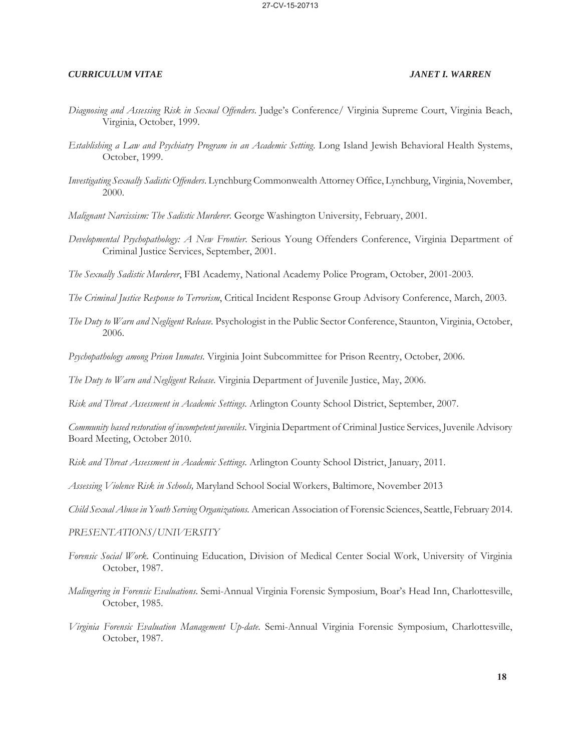*Diagnosing and Assessing Risk in Sexual Offenders*. Judge's Conference/ Virginia Supreme Court, Virginia Beach, Virginia, October, 1999.

*Establishing a Law and Psychiatry Program in an Academic Setting*. Long Island Jewish Behavioral Health Systems, October, 1999.

*Investigating Sexually Sadistic Offenders*. Lynchburg Commonwealth Attorney Office, Lynchburg, Virginia, November, 2000.

*Malignant Narcissism: The Sadistic Murderer*. George Washington University, February, 2001.

*Developmental Psychopathology: A New Frontier*. Serious Young Offenders Conference, Virginia Department of Criminal Justice Services, September, 2001.

*The Sexually Sadistic Murderer*, FBI Academy, National Academy Police Program, October, 2001-2003.

*The Criminal Justice Response to Terrorism*, Critical Incident Response Group Advisory Conference, March, 2003.

*The Duty to Warn and Negligent Release*. Psychologist in the Public Sector Conference, Staunton, Virginia, October, 2006.

*Psychopathology among Prison Inmates*. Virginia Joint Subcommittee for Prison Reentry, October, 2006.

*The Duty to Warn and Negligent Release*. Virginia Department of Juvenile Justice, May, 2006.

*Risk and Threat Assessment in Academic Settings*. Arlington County School District, September, 2007.

*Community based restoration of incompetent juveniles*. Virginia Department of Criminal Justice Services, Juvenile Advisory Board Meeting, October 2010.

*Risk and Threat Assessment in Academic Settings*. Arlington County School District, January, 2011.

*Assessing Violence Risk in Schools,* Maryland School Social Workers, Baltimore, November 2013

*Child Sexual Abuse in Youth Serving Organizations*. American Association of Forensic Sciences, Seattle, February 2014.

*PRESENTATIONS/UNIVERSITY*

*Forensic Social Work*. Continuing Education, Division of Medical Center Social Work, University of Virginia October, 1987.

*Malingering in Forensic Evaluations*. Semi-Annual Virginia Forensic Symposium, Boar's Head Inn, Charlottesville, October, 1985.

*Virginia Forensic Evaluation Management Up-date*. Semi-Annual Virginia Forensic Symposium, Charlottesville, October, 1987.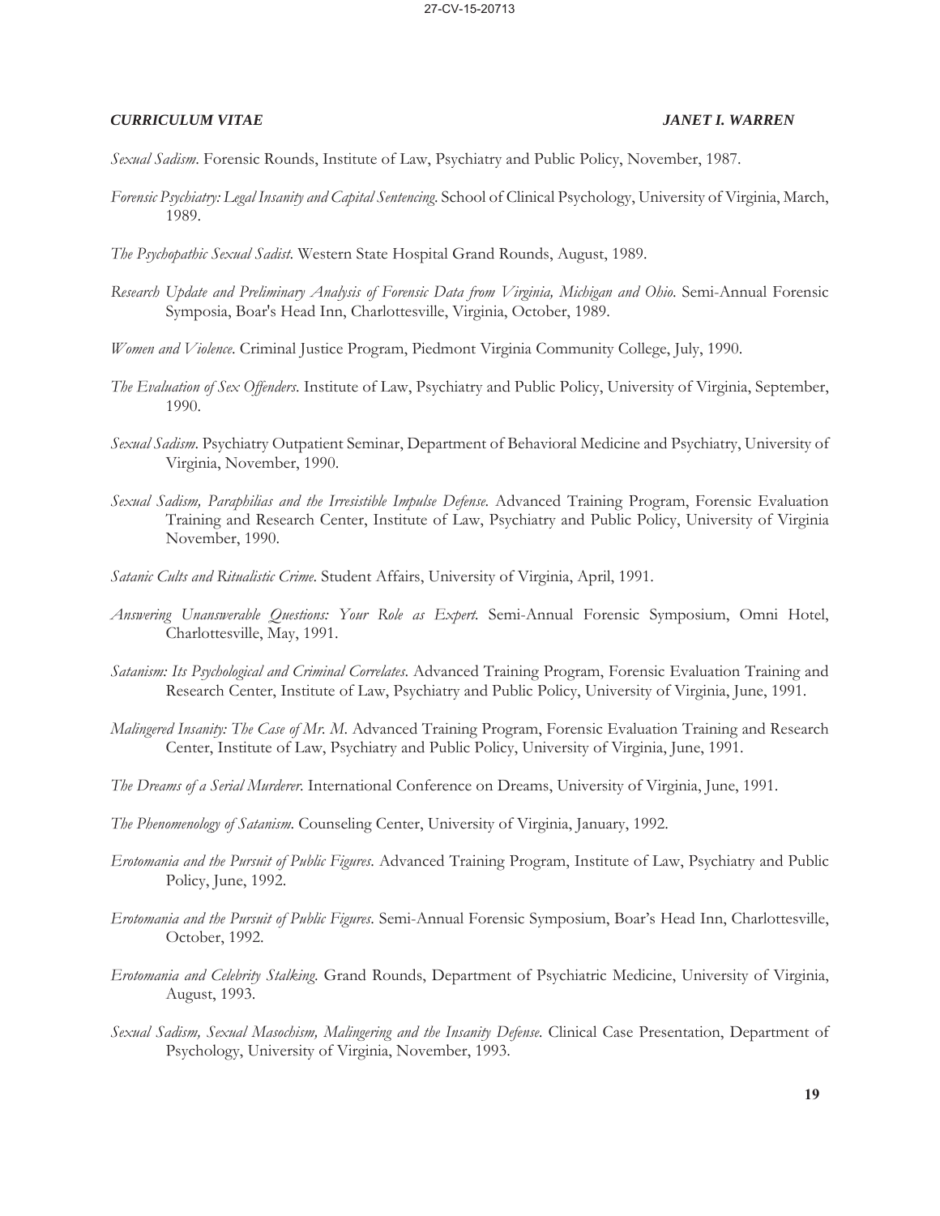*Sexual Sadism*. Forensic Rounds, Institute of Law, Psychiatry and Public Policy, November, 1987.

*Forensic Psychiatry: Legal Insanity and Capital Sentencing*. School of Clinical Psychology, University of Virginia, March, 1989.

*The Psychopathic Sexual Sadist*. Western State Hospital Grand Rounds, August, 1989.

*Research Update and Preliminary Analysis of Forensic Data from Virginia, Michigan and Ohio*. Semi-Annual Forensic Symposia, Boar's Head Inn, Charlottesville, Virginia, October, 1989.

*Women and Violence*. Criminal Justice Program, Piedmont Virginia Community College, July, 1990.

*The Evaluation of Sex Offenders*. Institute of Law, Psychiatry and Public Policy, University of Virginia, September, 1990.

*Sexual Sadism*. Psychiatry Outpatient Seminar, Department of Behavioral Medicine and Psychiatry, University of Virginia, November, 1990.

*Sexual Sadism, Paraphilias and the Irresistible Impulse Defense*. Advanced Training Program, Forensic Evaluation Training and Research Center, Institute of Law, Psychiatry and Public Policy, University of Virginia November, 1990.

*Satanic Cults and Ritualistic Crime*. Student Affairs, University of Virginia, April, 1991.

*Answering Unanswerable Questions: Your Role as Expert*. Semi-Annual Forensic Symposium, Omni Hotel, Charlottesville, May, 1991.

*Satanism: Its Psychological and Criminal Correlates*. Advanced Training Program, Forensic Evaluation Training and Research Center, Institute of Law, Psychiatry and Public Policy, University of Virginia, June, 1991.

*Malingered Insanity: The Case of Mr. M*. Advanced Training Program, Forensic Evaluation Training and Research Center, Institute of Law, Psychiatry and Public Policy, University of Virginia, June, 1991.

*The Dreams of a Serial Murderer*. International Conference on Dreams, University of Virginia, June, 1991.

*The Phenomenology of Satanism*. Counseling Center, University of Virginia, January, 1992.

*Erotomania and the Pursuit of Public Figures*. Advanced Training Program, Institute of Law, Psychiatry and Public Policy, June, 1992.

*Erotomania and the Pursuit of Public Figures*. Semi-Annual Forensic Symposium, Boar's Head Inn, Charlottesville, October, 1992.

*Erotomania and Celebrity Stalking*. Grand Rounds, Department of Psychiatric Medicine, University of Virginia, August, 1993.

*Sexual Sadism, Sexual Masochism, Malingering and the Insanity Defense*. Clinical Case Presentation, Department of Psychology, University of Virginia, November, 1993.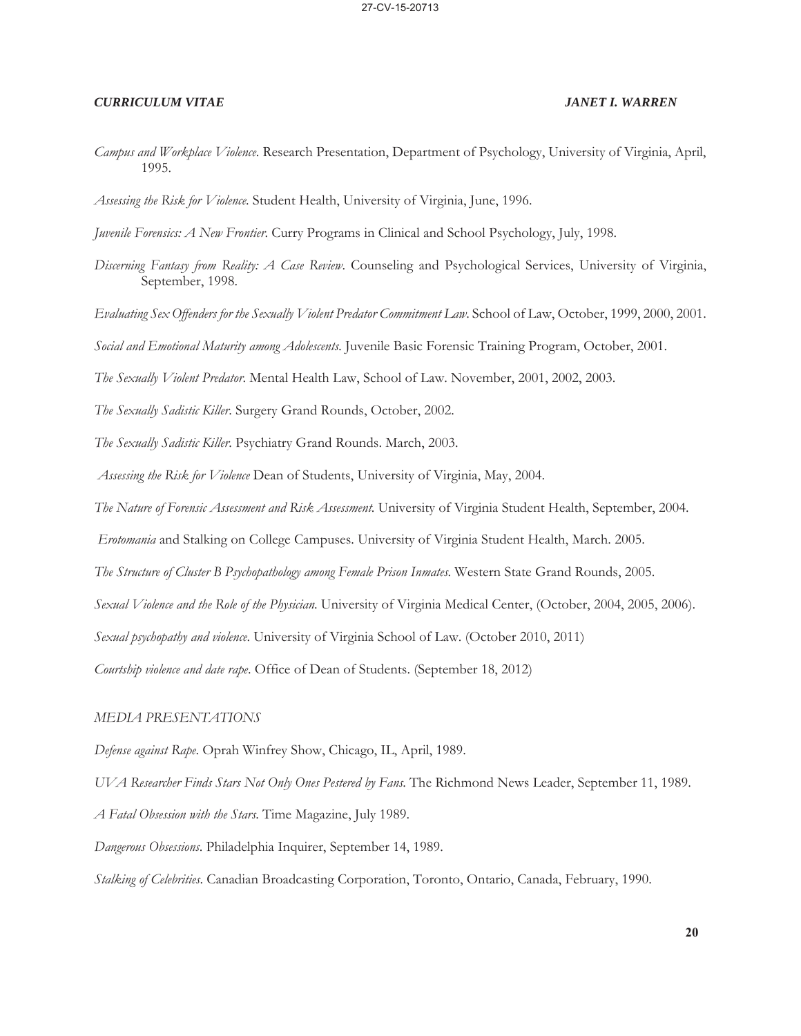*Campus and Workplace Violence*. Research Presentation, Department of Psychology, University of Virginia, April, 1995.

*Assessing the Risk for Violence*. Student Health, University of Virginia, June, 1996.

*Juvenile Forensics: A New Frontier*. Curry Programs in Clinical and School Psychology, July, 1998.

*Discerning Fantasy from Reality: A Case Review*. Counseling and Psychological Services, University of Virginia, September, 1998.

*Evaluating Sex Offenders for the Sexually Violent Predator Commitment Law*. School of Law, October, 1999, 2000, 2001.

*Social and Emotional Maturity among Adolescents*. Juvenile Basic Forensic Training Program, October, 2001.

*The Sexually Violent Predator*. Mental Health Law, School of Law. November, 2001, 2002, 2003.

*The Sexually Sadistic Killer*. Surgery Grand Rounds, October, 2002.

*The Sexually Sadistic Killer*. Psychiatry Grand Rounds. March, 2003.

*Assessing the Risk for Violence* Dean of Students, University of Virginia, May, 2004.

*The Nature of Forensic Assessment and Risk Assessment*. University of Virginia Student Health, September, 2004.

*Erotomania* and Stalking on College Campuses. University of Virginia Student Health, March. 2005.

*The Structure of Cluster B Psychopathology among Female Prison Inmates*. Western State Grand Rounds, 2005.

*Sexual Violence and the Role of the Physician*. University of Virginia Medical Center, (October, 2004, 2005, 2006).

*Sexual psychopathy and violence*. University of Virginia School of Law. (October 2010, 2011)

*Courtship violence and date rape*. Office of Dean of Students. (September 18, 2012)

*MEDIA PRESENTATIONS*

*Defense against Rape*. Oprah Winfrey Show, Chicago, IL, April, 1989.

*UVA Researcher Finds Stars Not Only Ones Pestered by Fans*. The Richmond News Leader, September 11, 1989.

*A Fatal Obsession with the Stars*. Time Magazine, July 1989.

*Dangerous Obsessions*. Philadelphia Inquirer, September 14, 1989.

*Stalking of Celebrities*. Canadian Broadcasting Corporation, Toronto, Ontario, Canada, February, 1990.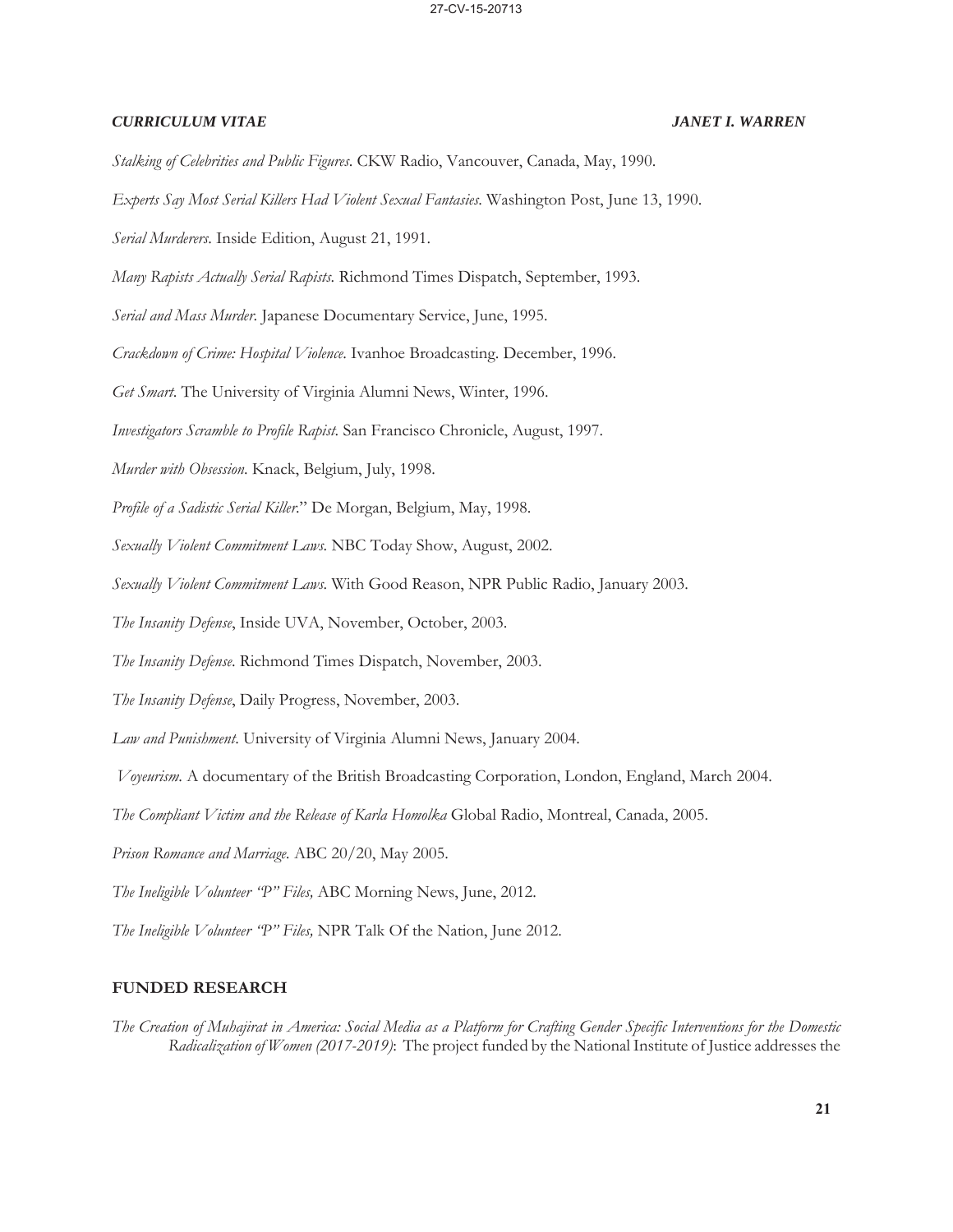*Stalking of Celebrities and Public Figures*. CKW Radio, Vancouver, Canada, May, 1990.

*Experts Say Most Serial Killers Had Violent Sexual Fantasies*. Washington Post, June 13, 1990.

*Serial Murderers*. Inside Edition, August 21, 1991.

*Many Rapists Actually Serial Rapists*. Richmond Times Dispatch, September, 1993.

*Serial and Mass Murder*. Japanese Documentary Service, June, 1995.

*Crackdown of Crime: Hospital Violence*. Ivanhoe Broadcasting. December, 1996.

*Get Smart*. The University of Virginia Alumni News, Winter, 1996.

*Investigators Scramble to Profile Rapist*. San Francisco Chronicle, August, 1997.

*Murder with Obsession*. Knack, Belgium, July, 1998.

*Profile of a Sadistic Serial Killer*." De Morgan, Belgium, May, 1998.

*Sexually Violent Commitment Laws*. NBC Today Show, August, 2002.

*Sexually Violent Commitment Laws*. With Good Reason, NPR Public Radio, January 2003.

*The Insanity Defense*, Inside UVA, November, October, 2003.

*The Insanity Defense*. Richmond Times Dispatch, November, 2003.

*The Insanity Defense*, Daily Progress, November, 2003.

*Law and Punishment*. University of Virginia Alumni News, January 2004.

*Voyeurism*. A documentary of the British Broadcasting Corporation, London, England, March 2004.

*The Compliant Victim and the Release of Karla Homolka* Global Radio, Montreal, Canada, 2005.

*Prison Romance and Marriage*. ABC 20/20, May 2005.

*The Ineligible Volunteer "P" Files,* ABC Morning News, June, 2012.

*The Ineligible Volunteer "P" Files,* NPR Talk Of the Nation, June 2012.

## FUNDED RESEARCH

*The Creation of Muhajirat in America: Social Media as a Platform for Crafting Gender Specific Interventions for the Domestic Radicalization of Women (2017-2019)*: The project funded by the National Institute of Justice addresses the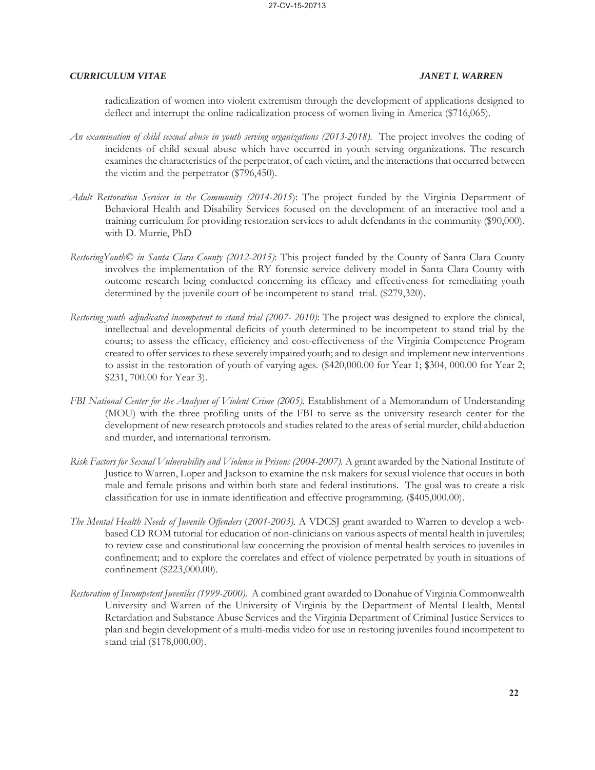radicalization of women into violent extremism through the development of applications designed to deflect and interrupt the online radicalization process of women living in America ($716,065).

*An examination of child sexual abuse in youth serving organizations (2013-2018).* The project involves the coding of incidents of child sexual abuse which have occurred in youth serving organizations. The research examines the characteristics of the perpetrator, of each victim, and the interactions that occurred between the victim and the perpetrator ($796,450).

*Adult Restoration Services in the Community (2014-2015*): The project funded by the Virginia Department of Behavioral Health and Disability Services focused on the development of an interactive tool and a training curriculum for providing restoration services to adult defendants in the community ($90,000). with D. Murrie, PhD

*RestoringYouth© in Santa Clara County (2012-2015)*: This project funded by the County of Santa Clara County involves the implementation of the RY forensic service delivery model in Santa Clara County with outcome research being conducted concerning its efficacy and effectiveness for remediating youth determined by the juvenile court of be incompetent to stand trial. ($279,320).

*Restoring youth adjudicated incompetent to stand trial (2007- 2010)*: The project was designed to explore the clinical, intellectual and developmental deficits of youth determined to be incompetent to stand trial by the courts; to assess the efficacy, efficiency and cost-effectiveness of the Virginia Competence Program created to offer services to these severely impaired youth; and to design and implement new interventions to assist in the restoration of youth of varying ages. ($420,000.00 for Year 1; $304, 000.00 for Year 2; $231, 700.00 for Year 3).

*FBI National Center for the Analyses of Violent Crime (2005).* Establishment of a Memorandum of Understanding (MOU) with the three profiling units of the FBI to serve as the university research center for the development of new research protocols and studies related to the areas of serial murder, child abduction and murder, and international terrorism.

*Risk Factors for Sexual Vulnerability and Violence in Prisons (2004-2007).* A grant awarded by the National Institute of Justice to Warren, Loper and Jackson to examine the risk makers for sexual violence that occurs in both male and female prisons and within both state and federal institutions. The goal was to create a risk classification for use in inmate identification and effective programming. ($405,000.00).

*The Mental Health Needs of Juvenile Offenders* (*2001-2003).* A VDCSJ grant awarded to Warren to develop a web-based CD ROM tutorial for education of non-clinicians on various aspects of mental health in juveniles; to review case and constitutional law concerning the provision of mental health services to juveniles in confinement; and to explore the correlates and effect of violence perpetrated by youth in situations of confinement ($223,000.00).

*Restoration of Incompetent Juveniles (1999-2000).* A combined grant awarded to Donahue of Virginia Commonwealth University and Warren of the University of Virginia by the Department of Mental Health, Mental Retardation and Substance Abuse Services and the Virginia Department of Criminal Justice Services to plan and begin development of a multi-media video for use in restoring juveniles found incompetent to stand trial ($178,000.00).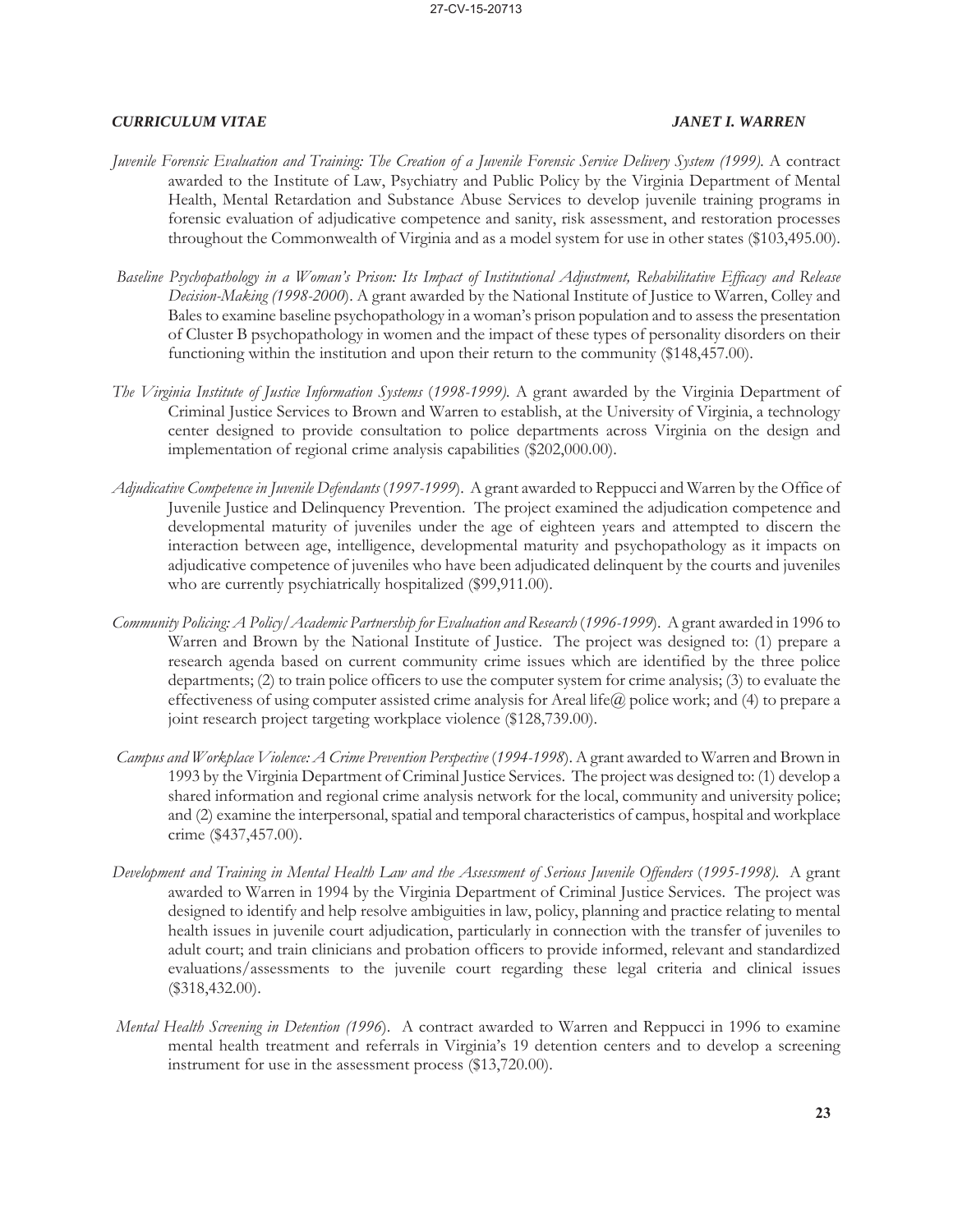*Juvenile Forensic Evaluation and Training: The Creation of a Juvenile Forensic Service Delivery System (1999).* A contract awarded to the Institute of Law, Psychiatry and Public Policy by the Virginia Department of Mental Health, Mental Retardation and Substance Abuse Services to develop juvenile training programs in forensic evaluation of adjudicative competence and sanity, risk assessment, and restoration processes throughout the Commonwealth of Virginia and as a model system for use in other states ($103,495.00).

*Baseline Psychopathology in a Woman's Prison: Its Impact of Institutional Adjustment, Rehabilitative Efficacy and Release Decision-Making (1998-2000*). A grant awarded by the National Institute of Justice to Warren, Colley and Bales to examine baseline psychopathology in a woman's prison population and to assess the presentation of Cluster B psychopathology in women and the impact of these types of personality disorders on their functioning within the institution and upon their return to the community ($148,457.00).

*The Virginia Institute of Justice Information Systems* (*1998-1999).* A grant awarded by the Virginia Department of Criminal Justice Services to Brown and Warren to establish, at the University of Virginia, a technology center designed to provide consultation to police departments across Virginia on the design and implementation of regional crime analysis capabilities ($202,000.00).

*Adjudicative Competence in Juvenile Defendants* (*1997-1999*). A grant awarded to Reppucci and Warren by the Office of Juvenile Justice and Delinquency Prevention. The project examined the adjudication competence and developmental maturity of juveniles under the age of eighteen years and attempted to discern the interaction between age, intelligence, developmental maturity and psychopathology as it impacts on adjudicative competence of juveniles who have been adjudicated delinquent by the courts and juveniles who are currently psychiatrically hospitalized ($99,911.00).

*Community Policing: A Policy/Academic Partnership for Evaluation and Research* (*1996-1999*). A grant awarded in 1996 to Warren and Brown by the National Institute of Justice. The project was designed to: (1) prepare a research agenda based on current community crime issues which are identified by the three police departments; (2) to train police officers to use the computer system for crime analysis; (3) to evaluate the effectiveness of using computer assisted crime analysis for Areal life@ police work; and (4) to prepare a joint research project targeting workplace violence ($128,739.00).

*Campus and Workplace Violence: A Crime Prevention Perspective* (*1994-1998*). A grant awarded to Warren and Brown in 1993 by the Virginia Department of Criminal Justice Services. The project was designed to: (1) develop a shared information and regional crime analysis network for the local, community and university police; and (2) examine the interpersonal, spatial and temporal characteristics of campus, hospital and workplace crime ($437,457.00).

*Development and Training in Mental Health Law and the Assessment of Serious Juvenile Offenders* (*1995-1998).* A grant awarded to Warren in 1994 by the Virginia Department of Criminal Justice Services. The project was designed to identify and help resolve ambiguities in law, policy, planning and practice relating to mental health issues in juvenile court adjudication, particularly in connection with the transfer of juveniles to adult court; and train clinicians and probation officers to provide informed, relevant and standardized evaluations/assessments to the juvenile court regarding these legal criteria and clinical issues ($318,432.00).

*Mental Health Screening in Detention (1996*). A contract awarded to Warren and Reppucci in 1996 to examine mental health treatment and referrals in Virginia's 19 detention centers and to develop a screening instrument for use in the assessment process ($13,720.00).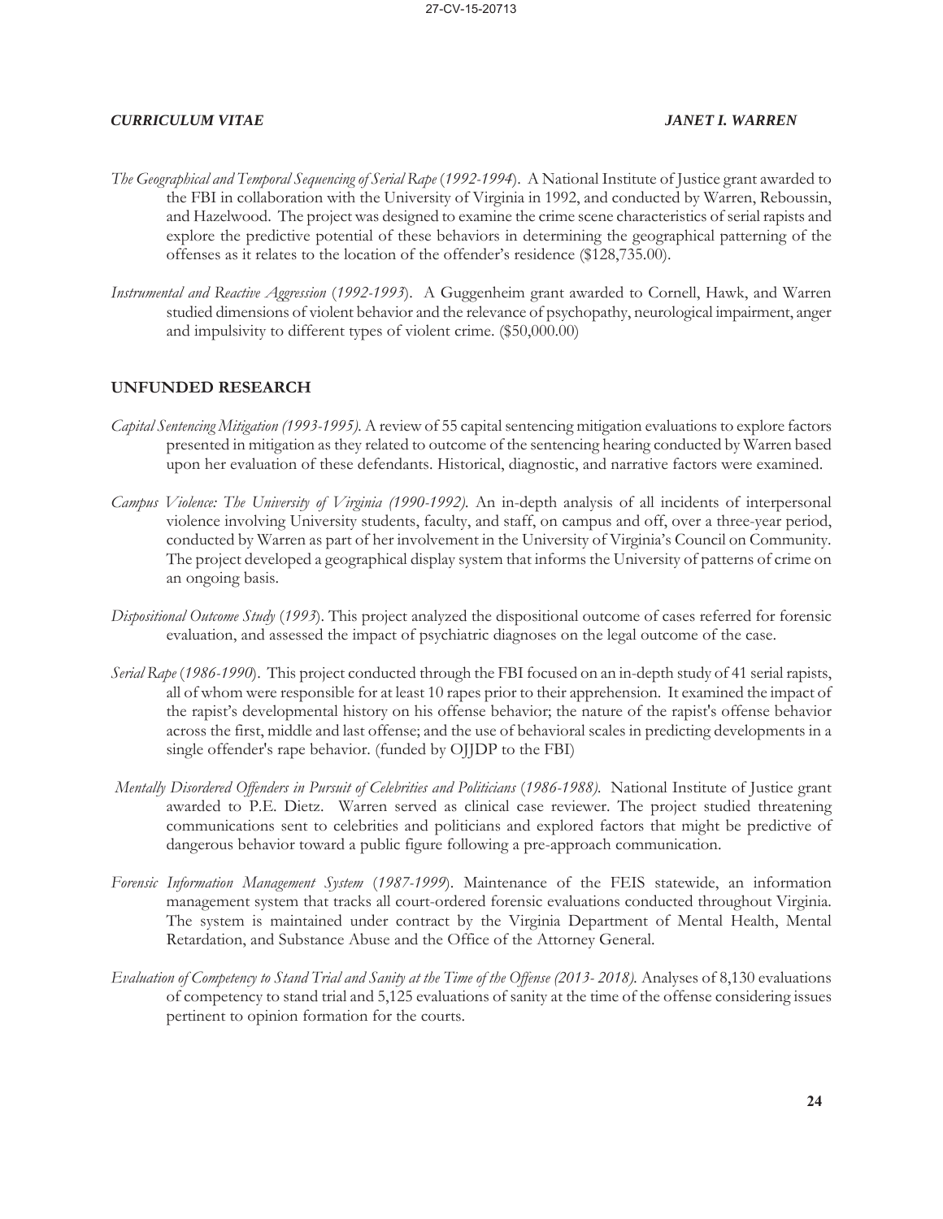*The Geographical and Temporal Sequencing of Serial Rape* (*1992-1994*). A National Institute of Justice grant awarded to the FBI in collaboration with the University of Virginia in 1992, and conducted by Warren, Reboussin, and Hazelwood. The project was designed to examine the crime scene characteristics of serial rapists and explore the predictive potential of these behaviors in determining the geographical patterning of the offenses as it relates to the location of the offender's residence ($128,735.00).

*Instrumental and Reactive Aggression* (*1992-1993*). A Guggenheim grant awarded to Cornell, Hawk, and Warren studied dimensions of violent behavior and the relevance of psychopathy, neurological impairment, anger and impulsivity to different types of violent crime. ($50,000.00)

## UNFUNDED RESEARCH

*Capital Sentencing Mitigation (1993-1995).* A review of 55 capital sentencing mitigation evaluations to explore factors presented in mitigation as they related to outcome of the sentencing hearing conducted by Warren based upon her evaluation of these defendants. Historical, diagnostic, and narrative factors were examined.

*Campus Violence: The University of Virginia (1990-1992).* An in-depth analysis of all incidents of interpersonal violence involving University students, faculty, and staff, on campus and off, over a three-year period, conducted by Warren as part of her involvement in the University of Virginia's Council on Community. The project developed a geographical display system that informs the University of patterns of crime on an ongoing basis.

*Dispositional Outcome Study* (*1993*). This project analyzed the dispositional outcome of cases referred for forensic evaluation, and assessed the impact of psychiatric diagnoses on the legal outcome of the case.

*Serial Rape* (*1986-1990*). This project conducted through the FBI focused on an in-depth study of 41 serial rapists, all of whom were responsible for at least 10 rapes prior to their apprehension. It examined the impact of the rapist's developmental history on his offense behavior; the nature of the rapist's offense behavior across the first, middle and last offense; and the use of behavioral scales in predicting developments in a single offender's rape behavior. (funded by OJJDP to the FBI)

*Mentally Disordered Offenders in Pursuit of Celebrities and Politicians* (*1986-1988*). National Institute of Justice grant awarded to P.E. Dietz. Warren served as clinical case reviewer. The project studied threatening communications sent to celebrities and politicians and explored factors that might be predictive of dangerous behavior toward a public figure following a pre-approach communication.

*Forensic Information Management System* (*1987-1999*). Maintenance of the FEIS statewide, an information management system that tracks all court-ordered forensic evaluations conducted throughout Virginia. The system is maintained under contract by the Virginia Department of Mental Health, Mental Retardation, and Substance Abuse and the Office of the Attorney General.

*Evaluation of Competency to Stand Trial and Sanity at the Time of the Offense (2013- 2018).* Analyses of 8,130 evaluations of competency to stand trial and 5,125 evaluations of sanity at the time of the offense considering issues pertinent to opinion formation for the courts.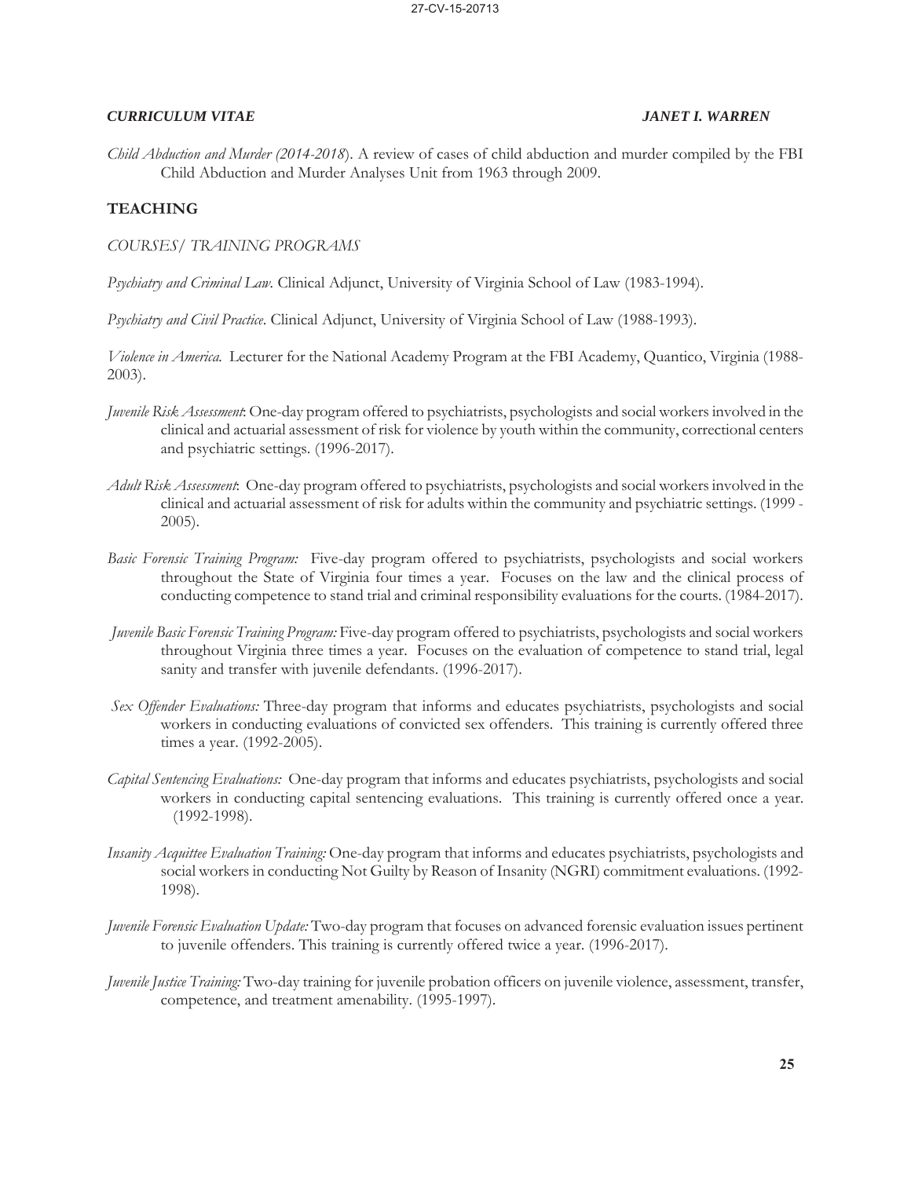*Child Abduction and Murder (2014-2018*). A review of cases of child abduction and murder compiled by the FBI Child Abduction and Murder Analyses Unit from 1963 through 2009.

## TEACHING

*COURSES/ TRAINING PROGRAMS*

*Psychiatry and Criminal Law.* Clinical Adjunct, University of Virginia School of Law (1983-1994).

*Psychiatry and Civil Practice.* Clinical Adjunct, University of Virginia School of Law (1988-1993).

*Violence in America.* Lecturer for the National Academy Program at the FBI Academy, Quantico, Virginia (1988-2003).

*Juvenile Risk Assessment*: One-day program offered to psychiatrists, psychologists and social workers involved in the clinical and actuarial assessment of risk for violence by youth within the community, correctional centers and psychiatric settings. (1996-2017).

*Adult Risk Assessment*: One-day program offered to psychiatrists, psychologists and social workers involved in the clinical and actuarial assessment of risk for adults within the community and psychiatric settings. (1999 - 2005).

*Basic Forensic Training Program:* Five-day program offered to psychiatrists, psychologists and social workers throughout the State of Virginia four times a year. Focuses on the law and the clinical process of conducting competence to stand trial and criminal responsibility evaluations for the courts. (1984-2017).

*Juvenile Basic Forensic Training Program:* Five-day program offered to psychiatrists, psychologists and social workers throughout Virginia three times a year. Focuses on the evaluation of competence to stand trial, legal sanity and transfer with juvenile defendants. (1996-2017).

*Sex Offender Evaluations:* Three-day program that informs and educates psychiatrists, psychologists and social workers in conducting evaluations of convicted sex offenders. This training is currently offered three times a year. (1992-2005).

*Capital Sentencing Evaluations:* One-day program that informs and educates psychiatrists, psychologists and social workers in conducting capital sentencing evaluations. This training is currently offered once a year. (1992-1998).

*Insanity Acquittee Evaluation Training:* One-day program that informs and educates psychiatrists, psychologists and social workers in conducting Not Guilty by Reason of Insanity (NGRI) commitment evaluations. (1992-1998).

*Juvenile Forensic Evaluation Update:* Two-day program that focuses on advanced forensic evaluation issues pertinent to juvenile offenders. This training is currently offered twice a year. (1996-2017).

*Juvenile Justice Training:* Two-day training for juvenile probation officers on juvenile violence, assessment, transfer, competence, and treatment amenability. (1995-1997).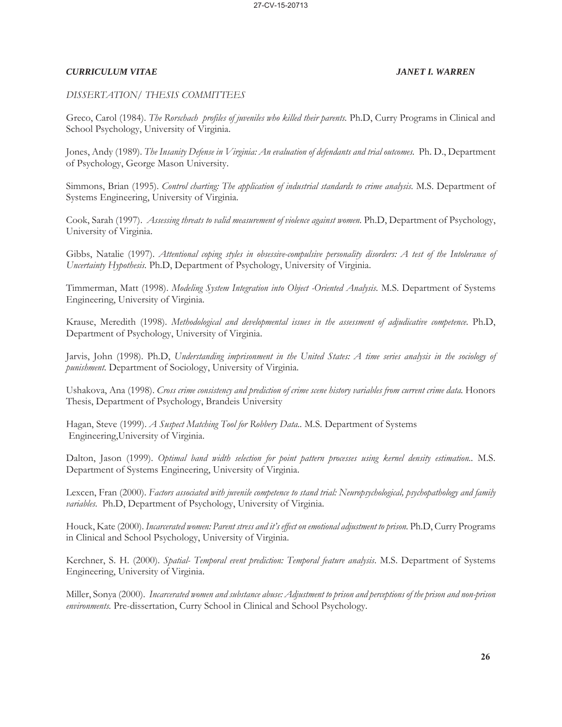## *DISSERTATION/ THESIS COMMITTEES*

Greco, Carol (1984). *The Rorschach profiles of juveniles who killed their parents.* Ph.D, Curry Programs in Clinical and School Psychology, University of Virginia.

Jones, Andy (1989). *The Insanity Defense in Virginia: An evaluation of defendants and trial outcomes.* Ph. D., Department of Psychology, George Mason University.

Simmons, Brian (1995). *Control charting: The application of industrial standards to crime analysis.* M.S. Department of Systems Engineering, University of Virginia.

Cook, Sarah (1997). *Assessing threats to valid measurement of violence against women.* Ph.D, Department of Psychology, University of Virginia.

Gibbs, Natalie (1997). *Attentional coping styles in obsessive-compulsive personality disorders: A test of the Intolerance of Uncertainty Hypothesis.* Ph.D, Department of Psychology, University of Virginia.

Timmerman, Matt (1998). *Modeling System Integration into Object -Oriented Analysis.* M.S. Department of Systems Engineering, University of Virginia.

Krause, Meredith (1998). *Methodological and developmental issues in the assessment of adjudicative competence.* Ph.D, Department of Psychology, University of Virginia.

Jarvis, John (1998). Ph.D, *Understanding imprisonment in the United States: A time series analysis in the sociology of punishment.* Department of Sociology, University of Virginia.

Ushakova, Ana (1998). *Cross crime consistency and prediction of crime scene history variables from current crime data.* Honors Thesis, Department of Psychology, Brandeis University

Hagan, Steve (1999). *A Suspect Matching Tool for Robbery Data..* M.S. Department of Systems Engineering,University of Virginia.

Dalton, Jason (1999). *Optimal band width selection for point pattern processes using kernel density estimation..* M.S. Department of Systems Engineering, University of Virginia.

Lexcen, Fran (2000). *Factors associated with juvenile competence to stand trial: Neuropsychological, psychopathology and family variables.* Ph.D, Department of Psychology, University of Virginia.

Houck, Kate (2000). *Incarcerated women: Parent stress and it's effect on emotional adjustment to prison.* Ph.D, Curry Programs in Clinical and School Psychology, University of Virginia.

Kerchner, S. H. (2000). *Spatial- Temporal event prediction: Temporal feature analysis.* M.S. Department of Systems Engineering, University of Virginia.

Miller, Sonya (2000). *Incarcerated women and substance abuse: Adjustment to prison and perceptions of the prison and non-prison environments.* Pre-dissertation, Curry School in Clinical and School Psychology.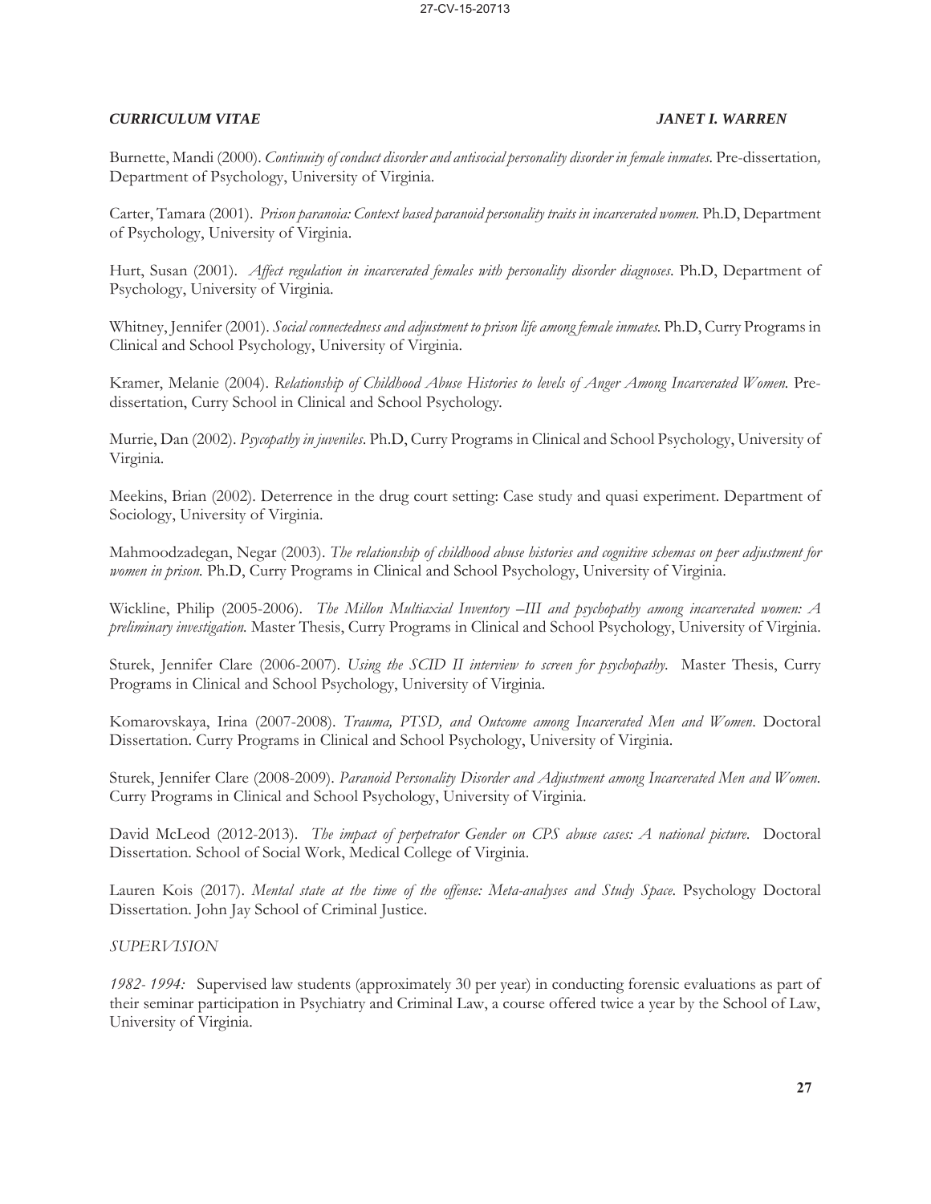Burnette, Mandi (2000). *Continuity of conduct disorder and antisocial personality disorder in female inmates*. Pre-dissertation, Department of Psychology, University of Virginia.

Carter, Tamara (2001). *Prison paranoia: Context based paranoid personality traits in incarcerated women.* Ph.D, Department of Psychology, University of Virginia.

Hurt, Susan (2001). *Affect regulation in incarcerated females with personality disorder diagnoses*. Ph.D, Department of Psychology, University of Virginia.

Whitney, Jennifer (2001). *Social connectedness and adjustment to prison life among female inmates.* Ph.D, Curry Programs in Clinical and School Psychology, University of Virginia.

Kramer, Melanie (2004). *Relationship of Childhood Abuse Histories to levels of Anger Among Incarcerated Women.* Pre-dissertation, Curry School in Clinical and School Psychology.

Murrie, Dan (2002). *Psycopathy in juveniles*. Ph.D, Curry Programs in Clinical and School Psychology, University of Virginia.

Meekins, Brian (2002). Deterrence in the drug court setting: Case study and quasi experiment. Department of Sociology, University of Virginia.

Mahmoodzadegan, Negar (2003). *The relationship of childhood abuse histories and cognitive schemas on peer adjustment for women in prison.* Ph.D, Curry Programs in Clinical and School Psychology, University of Virginia.

Wickline, Philip (2005-2006). *The Millon Multiaxial Inventory –III and psychopathy among incarcerated women: A preliminary investigation.* Master Thesis, Curry Programs in Clinical and School Psychology, University of Virginia.

Sturek, Jennifer Clare (2006-2007). *Using the SCID II interview to screen for psychopathy.* Master Thesis, Curry Programs in Clinical and School Psychology, University of Virginia.

Komarovskaya, Irina (2007-2008). *Trauma, PTSD, and Outcome among Incarcerated Men and Women*. Doctoral Dissertation. Curry Programs in Clinical and School Psychology, University of Virginia.

Sturek, Jennifer Clare (2008-2009). *Paranoid Personality Disorder and Adjustment among Incarcerated Men and Women.* Curry Programs in Clinical and School Psychology, University of Virginia.

David McLeod (2012-2013). *The impact of perpetrator Gender on CPS abuse cases: A national picture.* Doctoral Dissertation. School of Social Work, Medical College of Virginia.

Lauren Kois (2017). *Mental state at the time of the offense: Meta-analyses and Study Space.* Psychology Doctoral Dissertation. John Jay School of Criminal Justice.

*SUPERVISION*

*1982- 1994:* Supervised law students (approximately 30 per year) in conducting forensic evaluations as part of their seminar participation in Psychiatry and Criminal Law, a course offered twice a year by the School of Law, University of Virginia.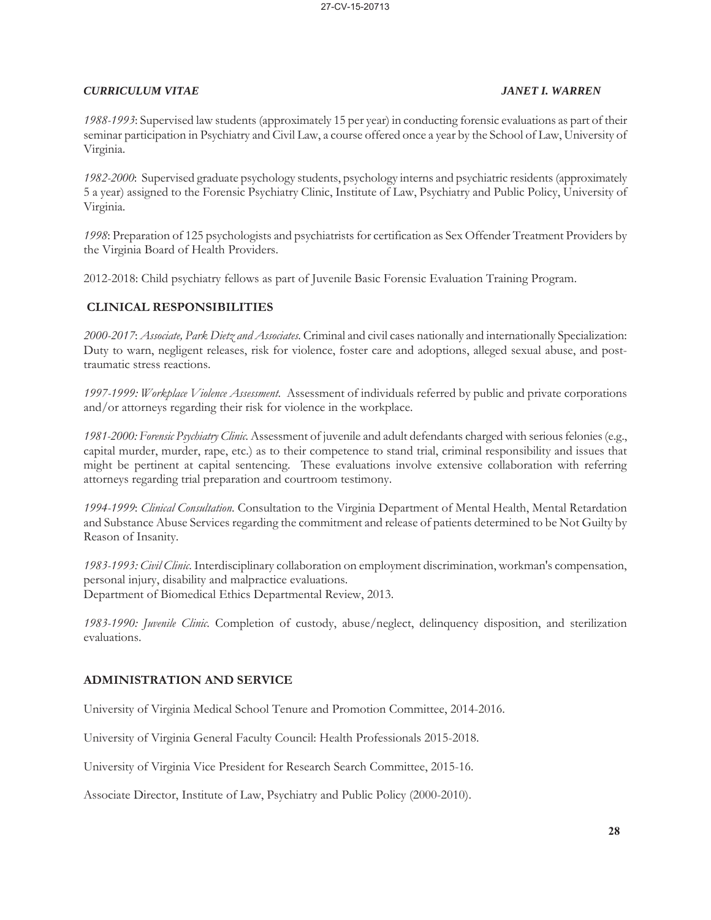*1988-1993*: Supervised law students (approximately 15 per year) in conducting forensic evaluations as part of their seminar participation in Psychiatry and Civil Law, a course offered once a year by the School of Law, University of Virginia.

*1982-2000*: Supervised graduate psychology students, psychology interns and psychiatric residents (approximately 5 a year) assigned to the Forensic Psychiatry Clinic, Institute of Law, Psychiatry and Public Policy, University of Virginia.

*1998*: Preparation of 125 psychologists and psychiatrists for certification as Sex Offender Treatment Providers by the Virginia Board of Health Providers.

2012-2018: Child psychiatry fellows as part of Juvenile Basic Forensic Evaluation Training Program.

## CLINICAL RESPONSIBILITIES

*2000-2017*: *Associate, Park Dietz and Associates.* Criminal and civil cases nationally and internationally Specialization: Duty to warn, negligent releases, risk for violence, foster care and adoptions, alleged sexual abuse, and post-traumatic stress reactions.

*1997-1999: Workplace Violence Assessment.* Assessment of individuals referred by public and private corporations and/or attorneys regarding their risk for violence in the workplace.

*1981-2000: Forensic Psychiatry Clinic.* Assessment of juvenile and adult defendants charged with serious felonies (e.g., capital murder, murder, rape, etc.) as to their competence to stand trial, criminal responsibility and issues that might be pertinent at capital sentencing. These evaluations involve extensive collaboration with referring attorneys regarding trial preparation and courtroom testimony.

*1994-1999*: *Clinical Consultation.* Consultation to the Virginia Department of Mental Health, Mental Retardation and Substance Abuse Services regarding the commitment and release of patients determined to be Not Guilty by Reason of Insanity.

*1983-1993: Civil Clinic.* Interdisciplinary collaboration on employment discrimination, workman's compensation, personal injury, disability and malpractice evaluations.
Department of Biomedical Ethics Departmental Review, 2013.

*1983-1990: Juvenile Clinic.* Completion of custody, abuse/neglect, delinquency disposition, and sterilization evaluations.

## ADMINISTRATION AND SERVICE

University of Virginia Medical School Tenure and Promotion Committee, 2014-2016.

University of Virginia General Faculty Council: Health Professionals 2015-2018.

University of Virginia Vice President for Research Search Committee, 2015-16.

Associate Director, Institute of Law, Psychiatry and Public Policy (2000-2010).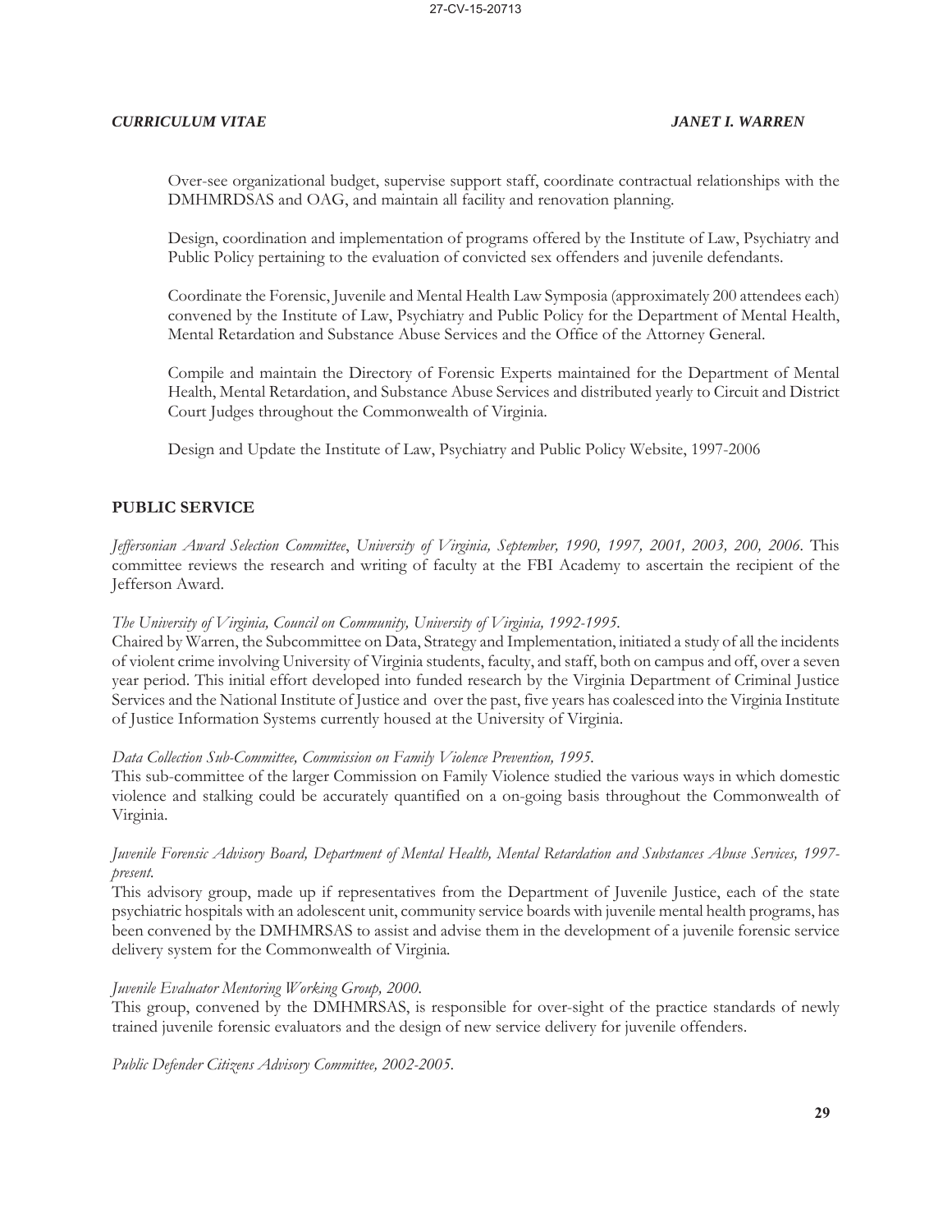Over-see organizational budget, supervise support staff, coordinate contractual relationships with the DMHMRDSAS and OAG, and maintain all facility and renovation planning.

Design, coordination and implementation of programs offered by the Institute of Law, Psychiatry and Public Policy pertaining to the evaluation of convicted sex offenders and juvenile defendants.

Coordinate the Forensic, Juvenile and Mental Health Law Symposia (approximately 200 attendees each) convened by the Institute of Law, Psychiatry and Public Policy for the Department of Mental Health, Mental Retardation and Substance Abuse Services and the Office of the Attorney General.

Compile and maintain the Directory of Forensic Experts maintained for the Department of Mental Health, Mental Retardation, and Substance Abuse Services and distributed yearly to Circuit and District Court Judges throughout the Commonwealth of Virginia.

Design and Update the Institute of Law, Psychiatry and Public Policy Website, 1997-2006

## PUBLIC SERVICE

*Jeffersonian Award Selection Committee*, *University of Virginia, September, 1990, 1997, 2001, 2003, 200, 2006.* This committee reviews the research and writing of faculty at the FBI Academy to ascertain the recipient of the Jefferson Award.

*The University of Virginia, Council on Community, University of Virginia, 1992-1995.*
Chaired by Warren, the Subcommittee on Data, Strategy and Implementation, initiated a study of all the incidents of violent crime involving University of Virginia students, faculty, and staff, both on campus and off, over a seven year period. This initial effort developed into funded research by the Virginia Department of Criminal Justice Services and the National Institute of Justice and over the past, five years has coalesced into the Virginia Institute of Justice Information Systems currently housed at the University of Virginia.

*Data Collection Sub-Committee, Commission on Family Violence Prevention, 1995.*
This sub-committee of the larger Commission on Family Violence studied the various ways in which domestic violence and stalking could be accurately quantified on a on-going basis throughout the Commonwealth of Virginia.

*Juvenile Forensic Advisory Board, Department of Mental Health, Mental Retardation and Substances Abuse Services, 1997-present.*
This advisory group, made up if representatives from the Department of Juvenile Justice, each of the state psychiatric hospitals with an adolescent unit, community service boards with juvenile mental health programs, has been convened by the DMHMRSAS to assist and advise them in the development of a juvenile forensic service delivery system for the Commonwealth of Virginia.

*Juvenile Evaluator Mentoring Working Group, 2000.*
This group, convened by the DMHMRSAS, is responsible for over-sight of the practice standards of newly trained juvenile forensic evaluators and the design of new service delivery for juvenile offenders.

*Public Defender Citizens Advisory Committee, 2002-2005.*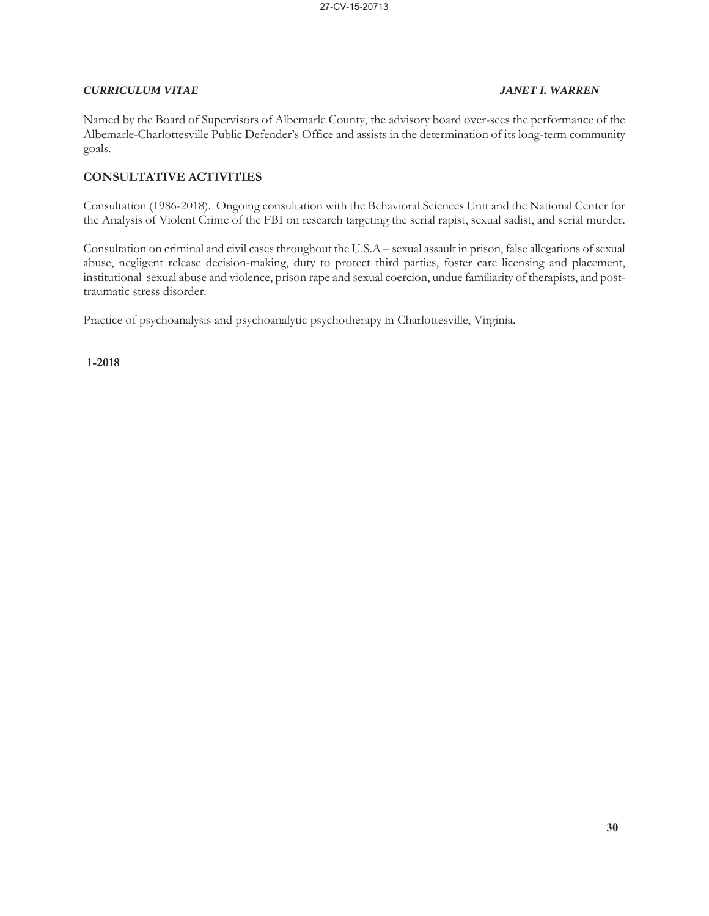Named by the Board of Supervisors of Albemarle County, the advisory board over-sees the performance of the Albemarle-Charlottesville Public Defender's Office and assists in the determination of its long-term community goals.

## CONSULTATIVE ACTIVITIES

Consultation (1986-2018). Ongoing consultation with the Behavioral Sciences Unit and the National Center for the Analysis of Violent Crime of the FBI on research targeting the serial rapist, sexual sadist, and serial murder.

Consultation on criminal and civil cases throughout the U.S.A – sexual assault in prison, false allegations of sexual abuse, negligent release decision-making, duty to protect third parties, foster care licensing and placement, institutional sexual abuse and violence, prison rape and sexual coercion, undue familiarity of therapists, and post-traumatic stress disorder.

Practice of psychoanalysis and psychoanalytic psychotherapy in Charlottesville, Virginia.

1**-2018**